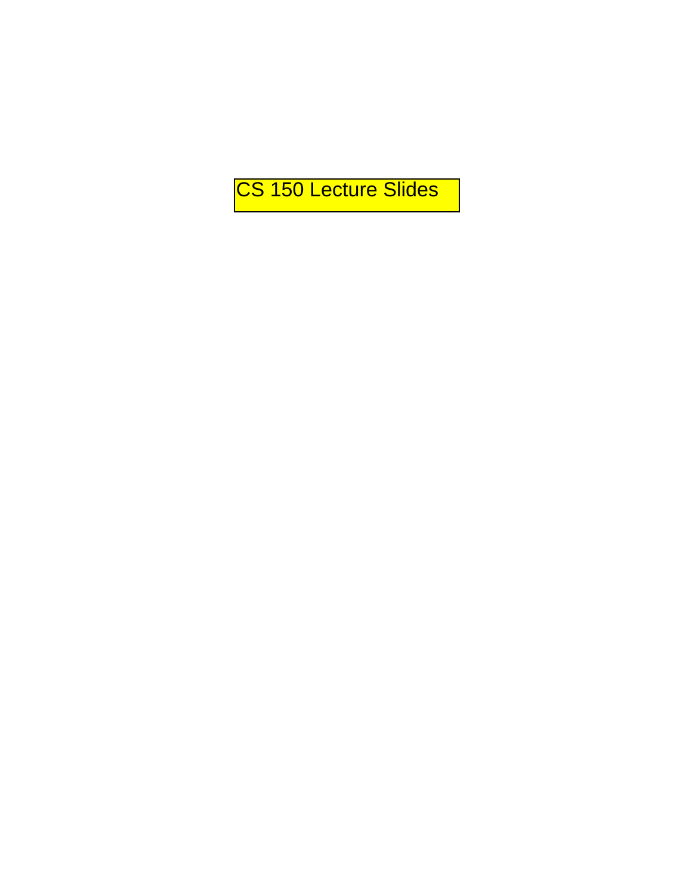# CS 150 Lecture Slides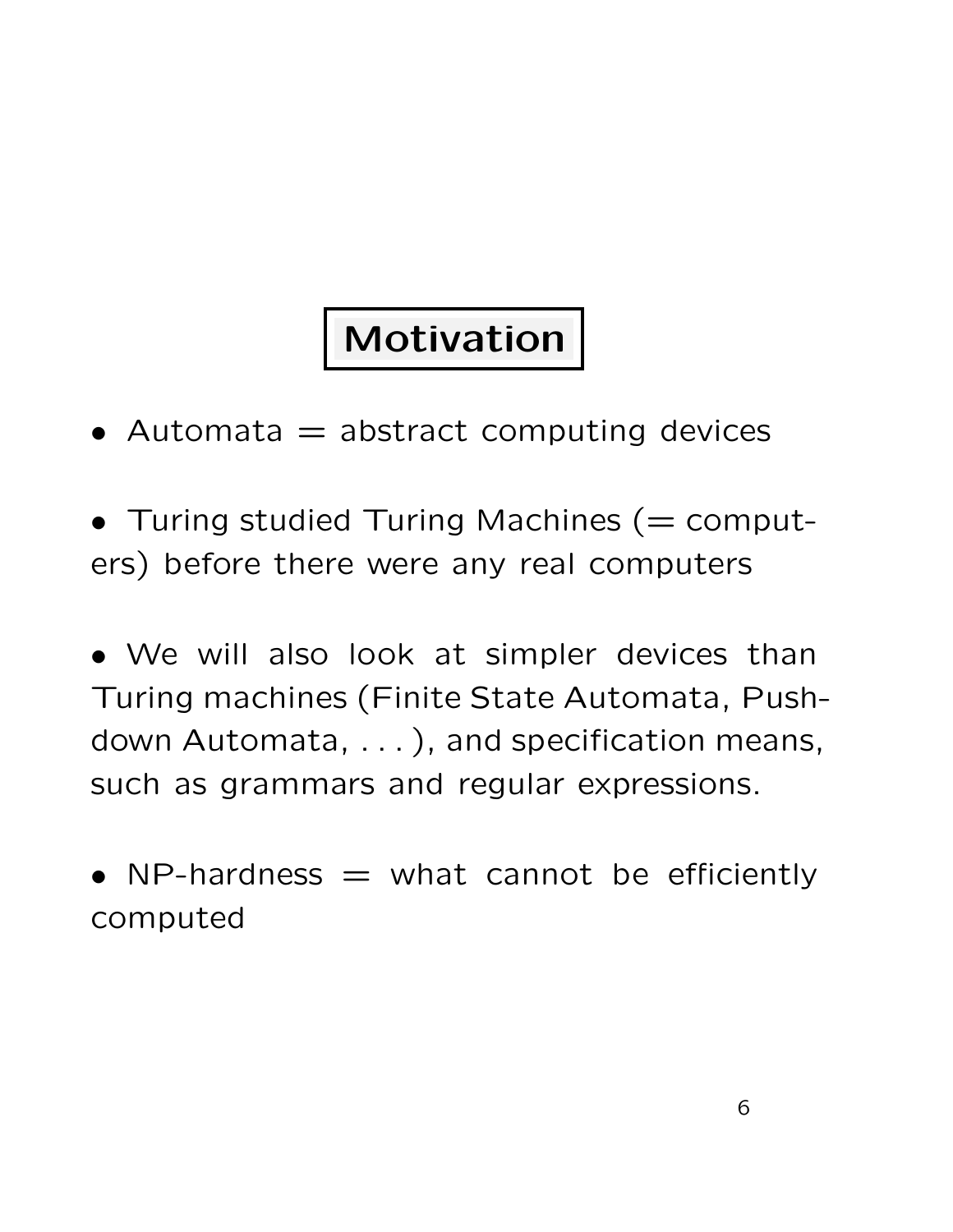# Motivation

- Automata = abstract computing devices

- Turing studied Turing Machines (= computers) before there were any real computers

- We will also look at simpler devices than Turing machines (Finite State Automata, Push-down Automata, . . . ), and specification means, such as grammars and regular expressions.

- NP-hardness = what cannot be efficiently computed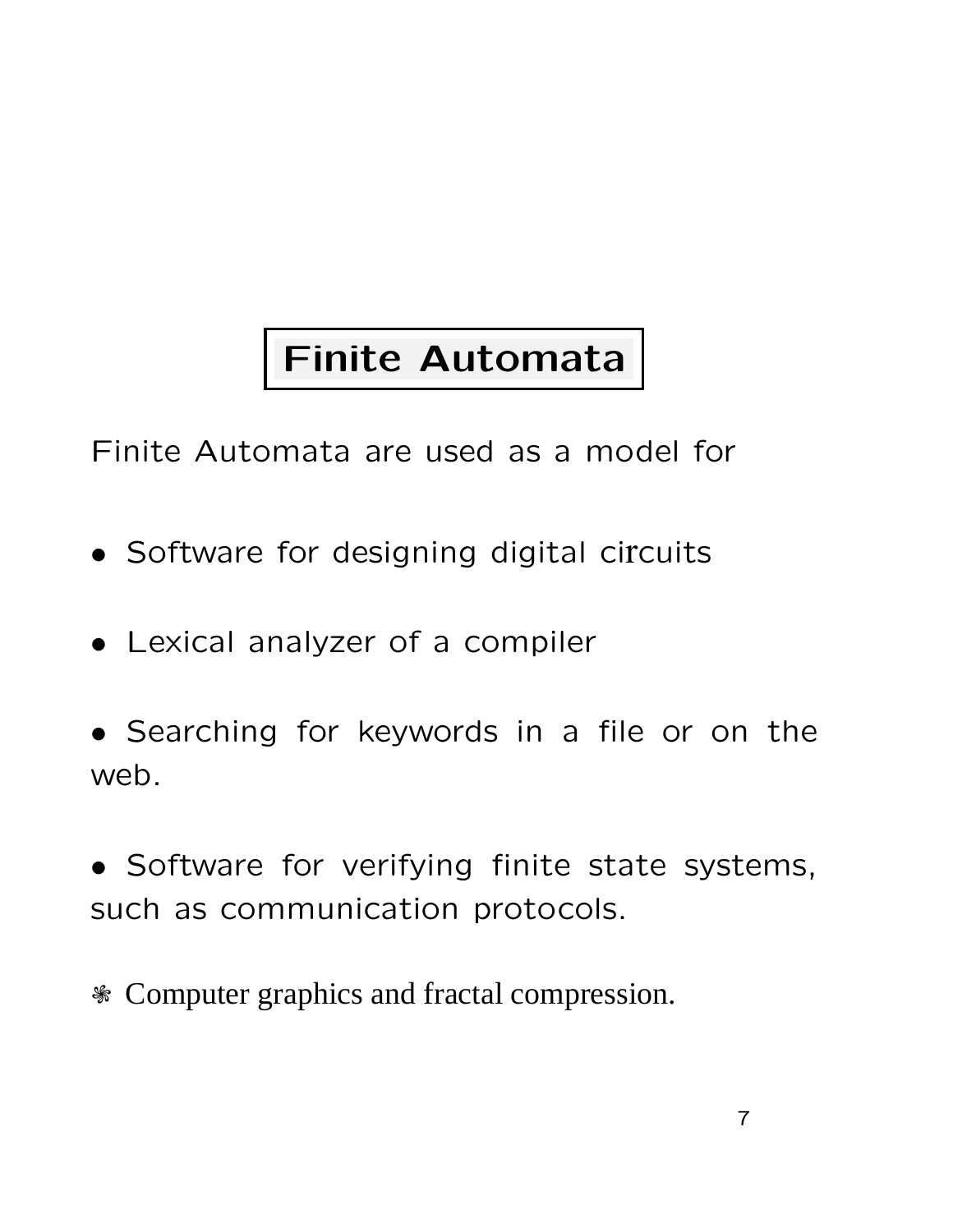# Finite Automata

Finite Automata are used as a model for

- Software for designing digital circuits

- Lexical analyzer of a compiler

- Searching for keywords in a file or on the web.

- Software for verifying finite state systems, such as communication protocols.

- Computer graphics and fractal compression.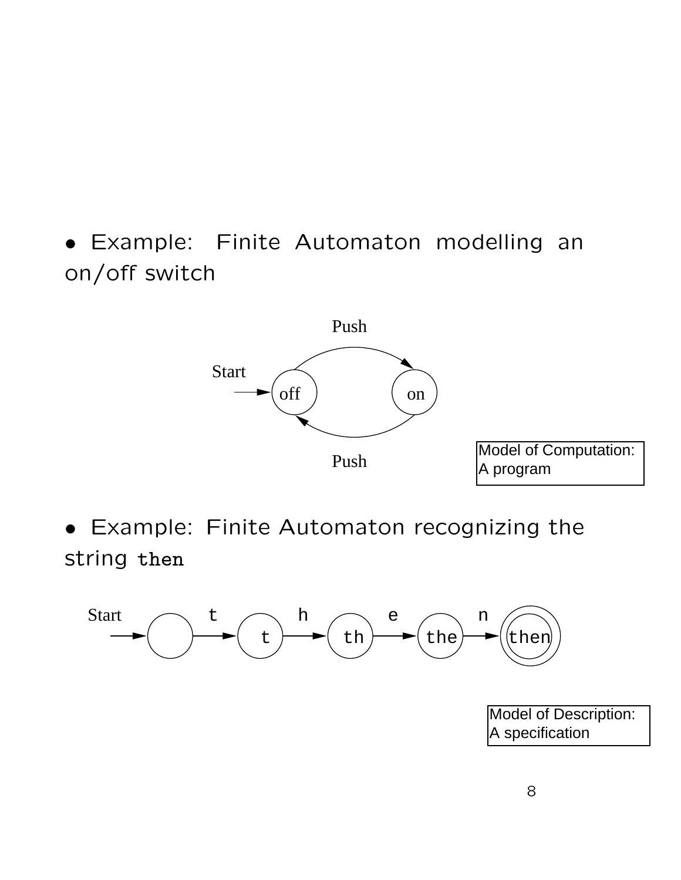- Example: Finite Automaton modelling an on/off switch

Push

Start → off → on

Push

Model of Computation: A program

- Example: Finite Automaton recognizing the string `then`

Start → ( ) —t→ (t) —h→ (th) —e→ (the) —n→ ((then))

Model of Description: A specification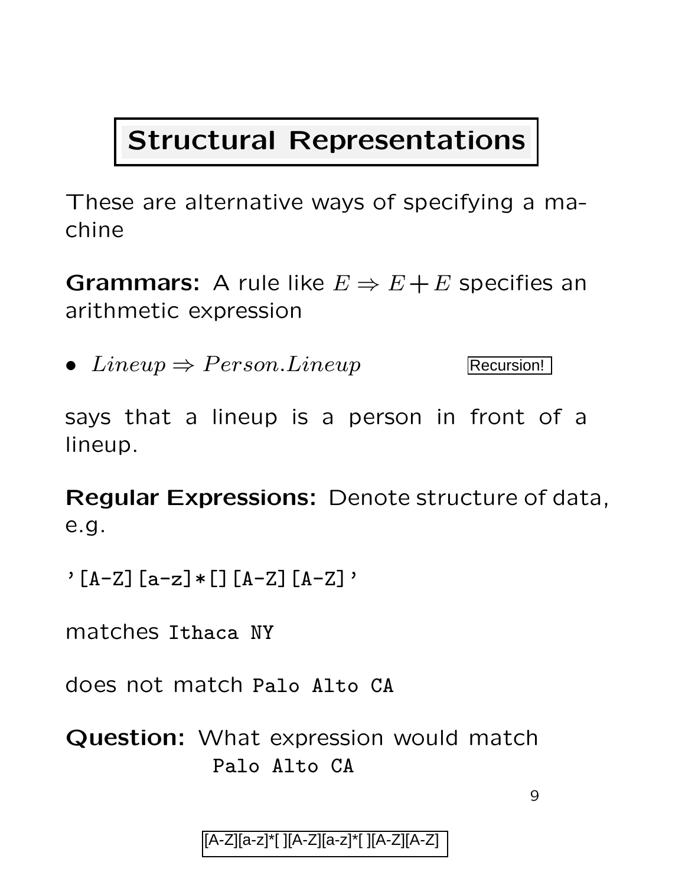# Structural Representations

These are alternative ways of specifying a machine

**Grammars:** A rule like $E \Rightarrow E + E$ specifies an arithmetic expression

- $Lineup \Rightarrow Person.Lineup$ Recursion!

says that a lineup is a person in front of a lineup.

**Regular Expressions:** Denote structure of data, e.g.

`'[A-Z][a-z]*[][A-Z][A-Z]'`

matches `Ithaca NY`

does not match `Palo Alto CA`

**Question:** What expression would match `Palo Alto CA`

[A-Z][a-z]*[ ][A-Z][a-z]*[ ][A-Z][A-Z]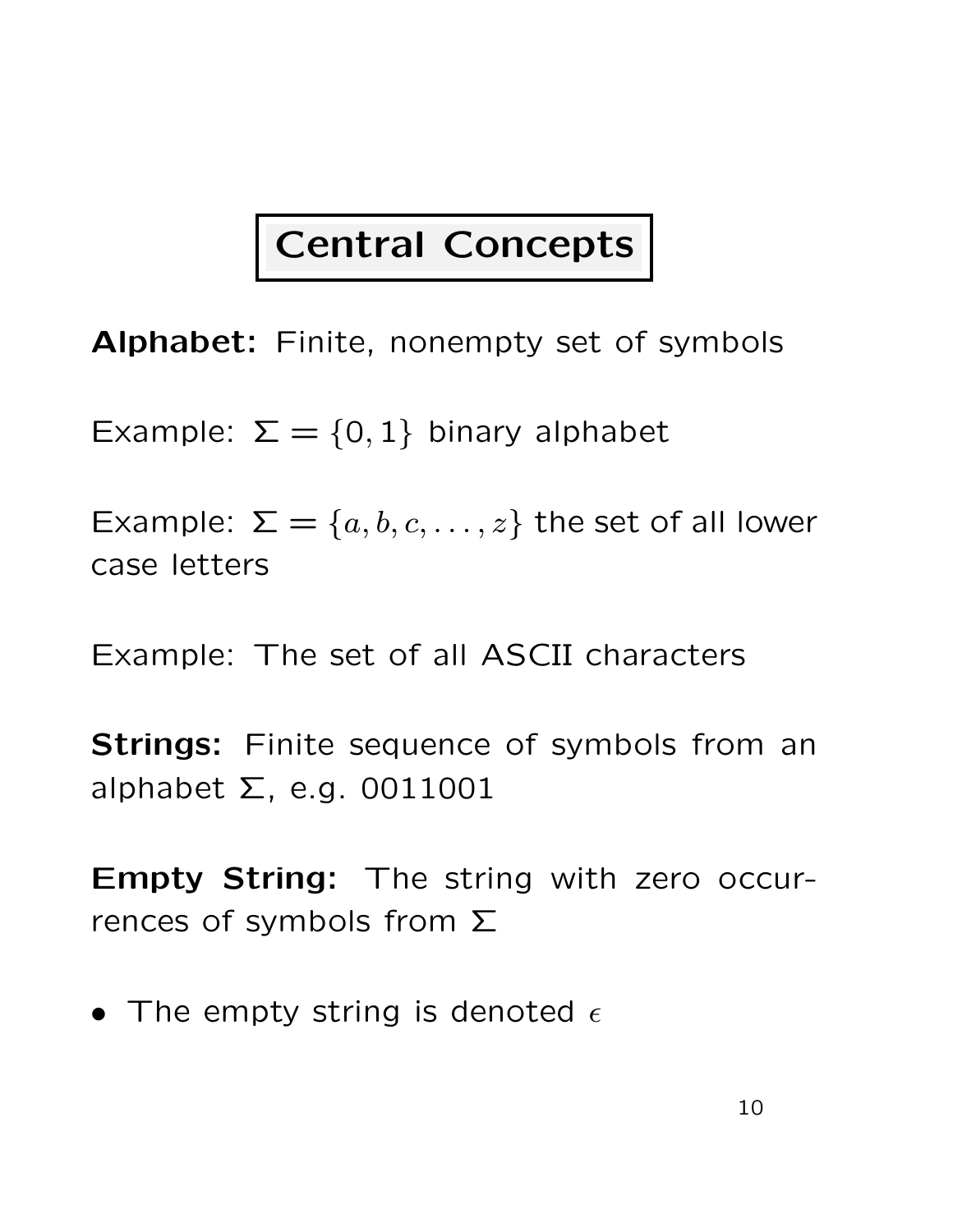# Central Concepts

**Alphabet:** Finite, nonempty set of symbols

Example: $\Sigma = \{0, 1\}$ binary alphabet

Example: $\Sigma = \{a, b, c, \ldots, z\}$ the set of all lower case letters

Example: The set of all ASCII characters

**Strings:** Finite sequence of symbols from an alphabet $\Sigma$, e.g. 0011001

**Empty String:** The string with zero occurrences of symbols from $\Sigma$

- The empty string is denoted $\epsilon$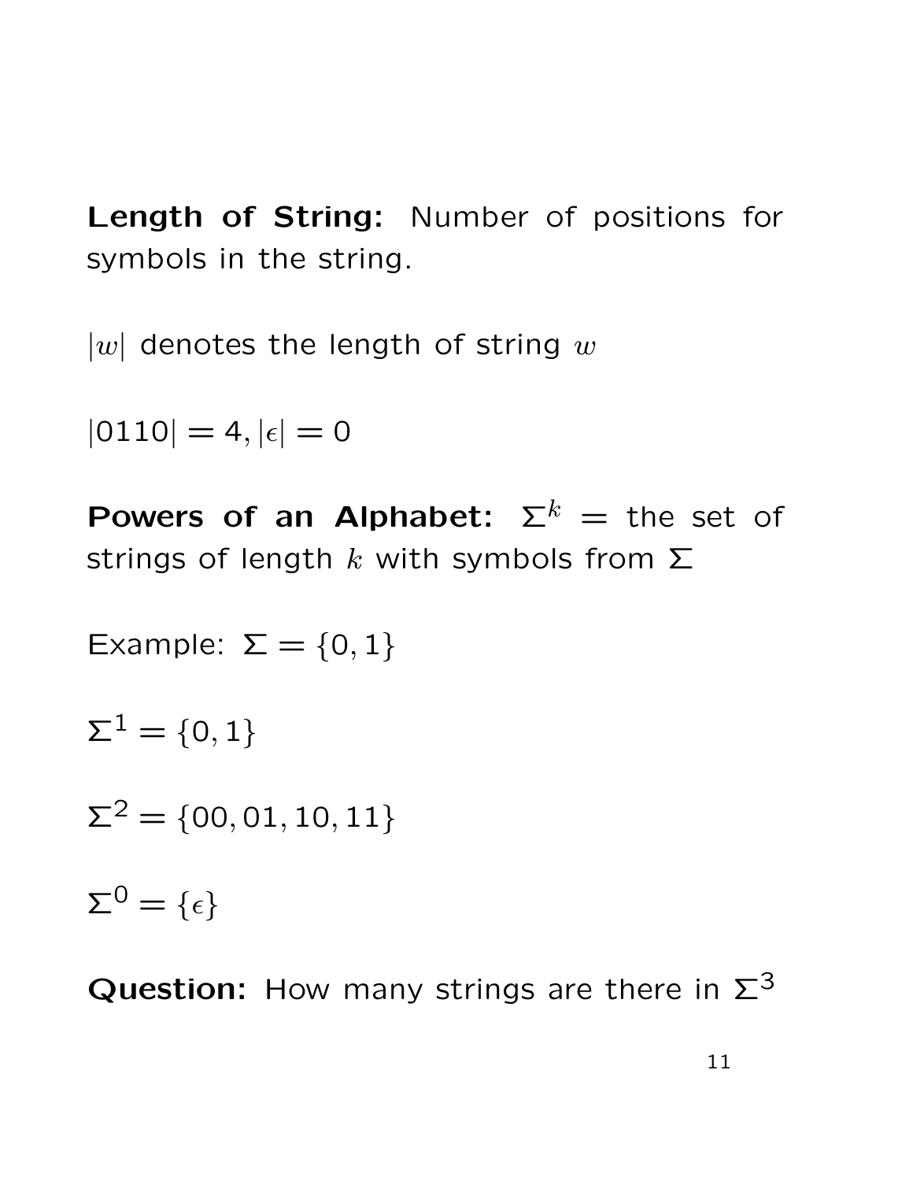**Length of String:** Number of positions for symbols in the string.

$|w|$ denotes the length of string $w$

$|0110| = 4, |\epsilon| = 0$

**Powers of an Alphabet:** $\Sigma^k$ = the set of strings of length $k$ with symbols from $\Sigma$

Example: $\Sigma = \{0, 1\}$

$\Sigma^1 = \{0, 1\}$

$\Sigma^2 = \{00, 01, 10, 11\}$

$\Sigma^0 = \{\epsilon\}$

**Question:** How many strings are there in $\Sigma^3$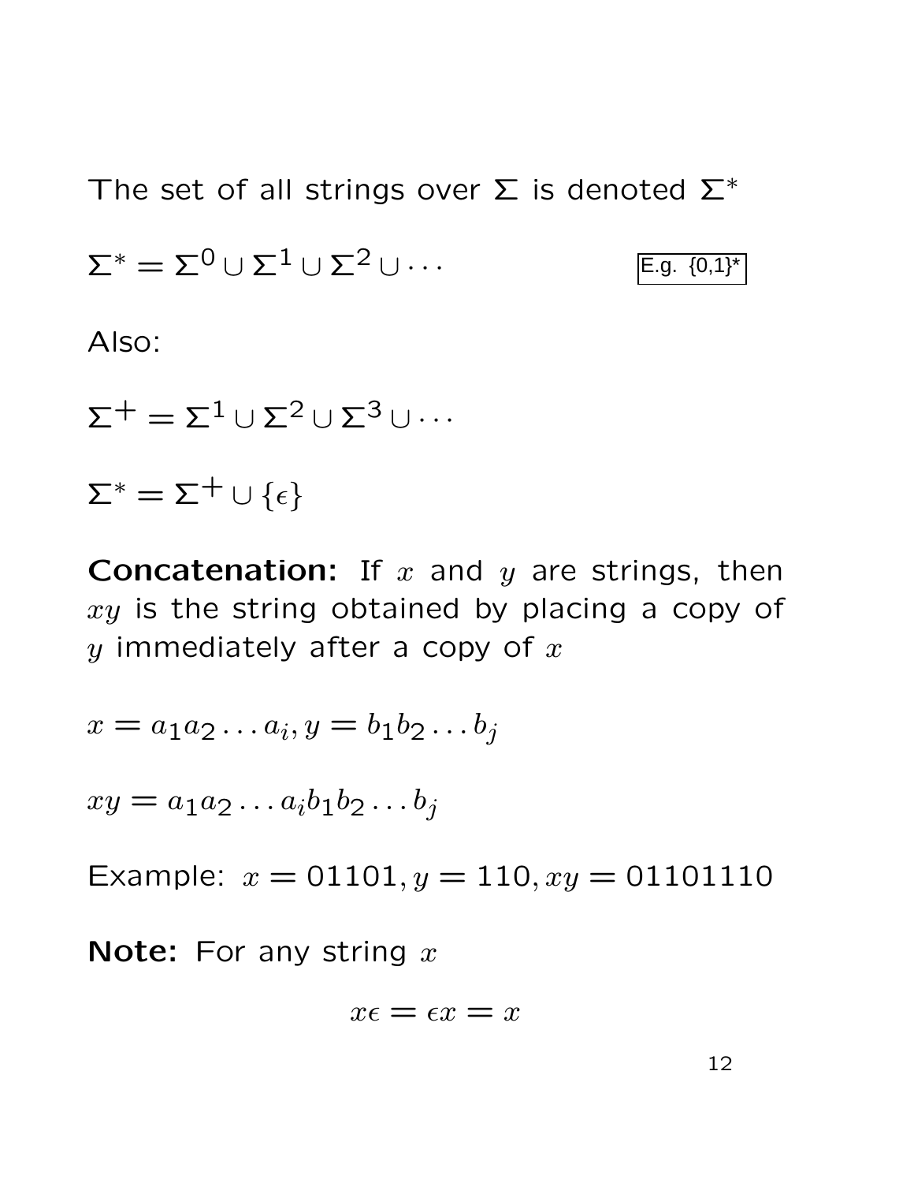The set of all strings over $\Sigma$ is denoted $\Sigma^*$

$$\Sigma^* = \Sigma^0 \cup \Sigma^1 \cup \Sigma^2 \cup \cdots$$

E.g. {0,1}*

Also:

$$\Sigma^+ = \Sigma^1 \cup \Sigma^2 \cup \Sigma^3 \cup \cdots$$

$$\Sigma^* = \Sigma^+ \cup \{\epsilon\}$$

**Concatenation:** If $x$ and $y$ are strings, then $xy$ is the string obtained by placing a copy of $y$ immediately after a copy of $x$

$$x = a_1 a_2 \ldots a_i, y = b_1 b_2 \ldots b_j$$

$$xy = a_1 a_2 \ldots a_i b_1 b_2 \ldots b_j$$

Example: $x = 01101, y = 110, xy = 01101110$

**Note:** For any string $x$

$$x\epsilon = \epsilon x = x$$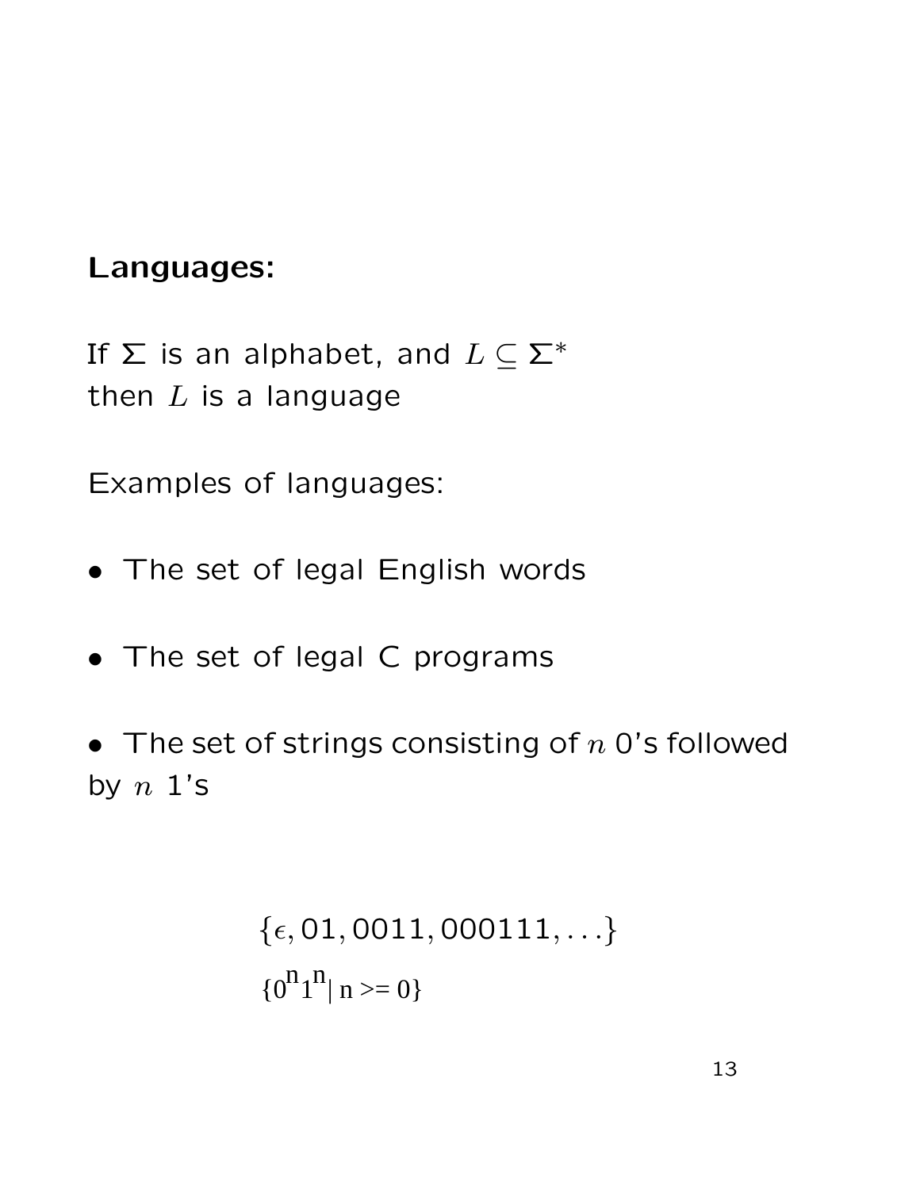**Languages:**

If $\Sigma$ is an alphabet, and $L \subseteq \Sigma^*$
then $L$ is a language

Examples of languages:

- The set of legal English words

- The set of legal C programs

- The set of strings consisting of $n$ 0's followed by $n$ 1's

$$\{\epsilon, 01, 0011, 000111, \ldots\}$$

$$\{0^n 1^n \mid n >= 0\}$$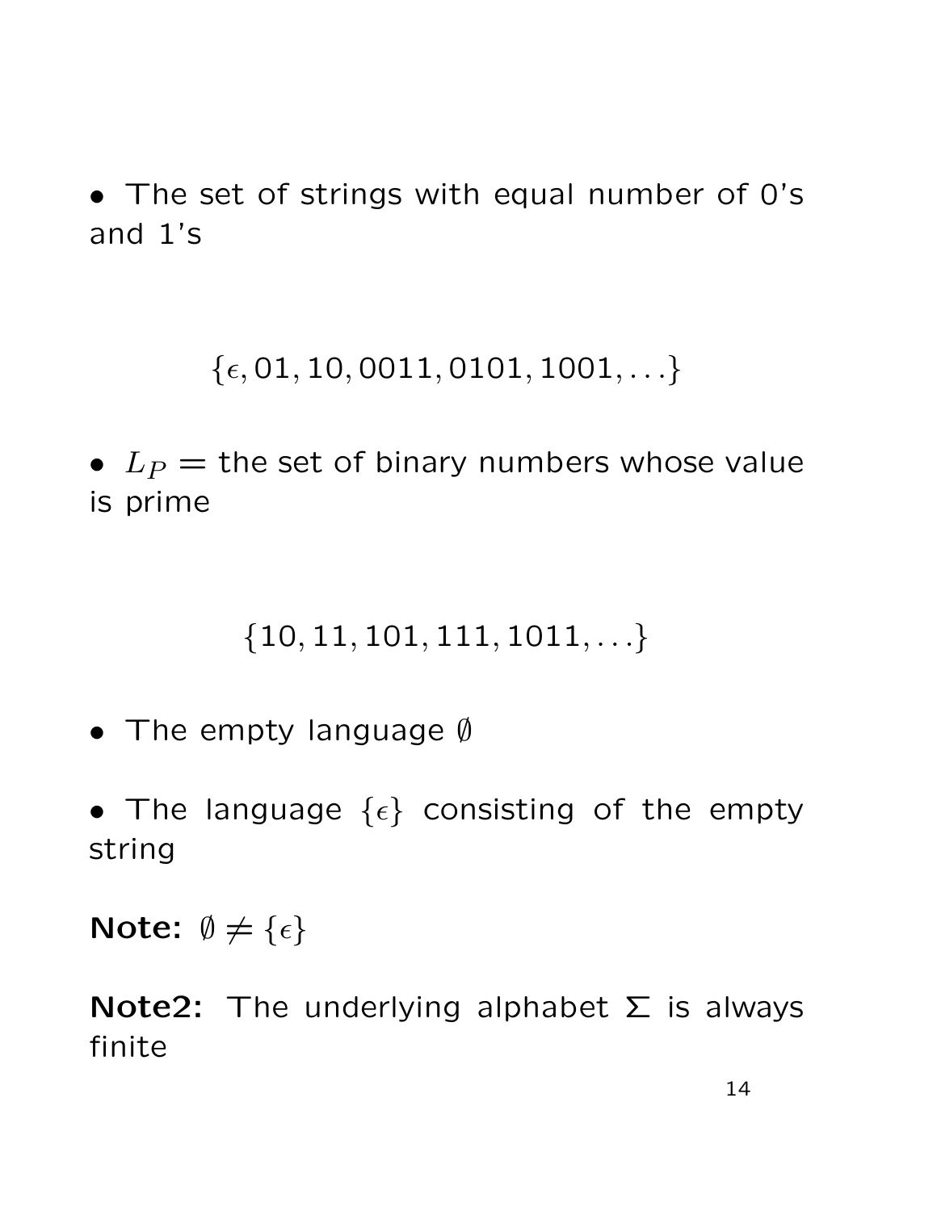- The set of strings with equal number of 0's and 1's

$$\{\epsilon, 01, 10, 0011, 0101, 1001, \ldots\}$$

- $L_P =$ the set of binary numbers whose value is prime

$$\{10, 11, 101, 111, 1011, \ldots\}$$

- The empty language $\emptyset$

- The language $\{\epsilon\}$ consisting of the empty string

**Note:** $\emptyset \neq \{\epsilon\}$

**Note2:** The underlying alphabet $\Sigma$ is always finite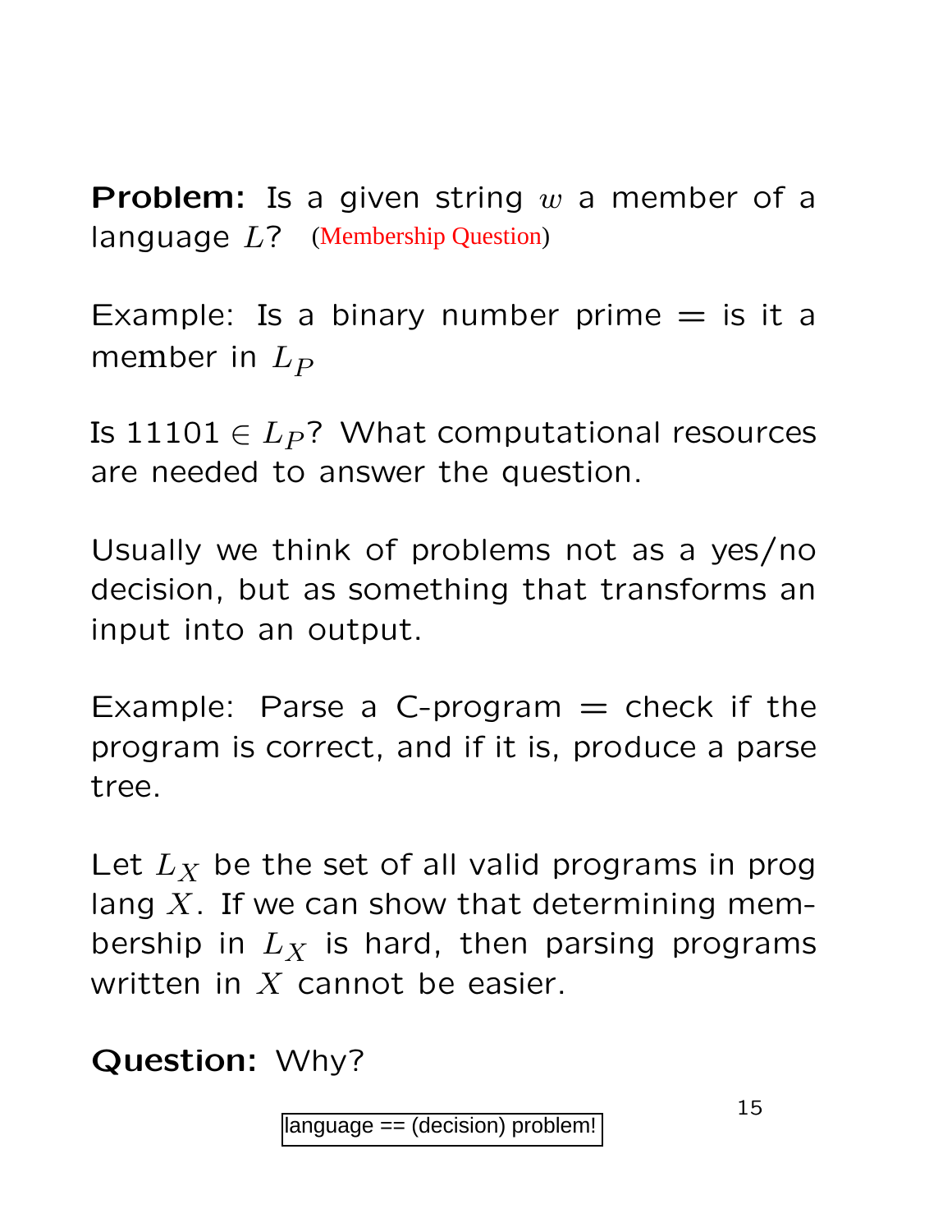**Problem:** Is a given string $w$ a member of a language $L$? (Membership Question)

Example: Is a binary number prime = is it a member in $L_P$

Is 11101 $\in L_P$? What computational resources are needed to answer the question.

Usually we think of problems not as a yes/no decision, but as something that transforms an input into an output.

Example: Parse a C-program = check if the program is correct, and if it is, produce a parse tree.

Let $L_X$ be the set of all valid programs in prog lang $X$. If we can show that determining membership in $L_X$ is hard, then parsing programs written in $X$ cannot be easier.

**Question:** Why?

language == (decision) problem!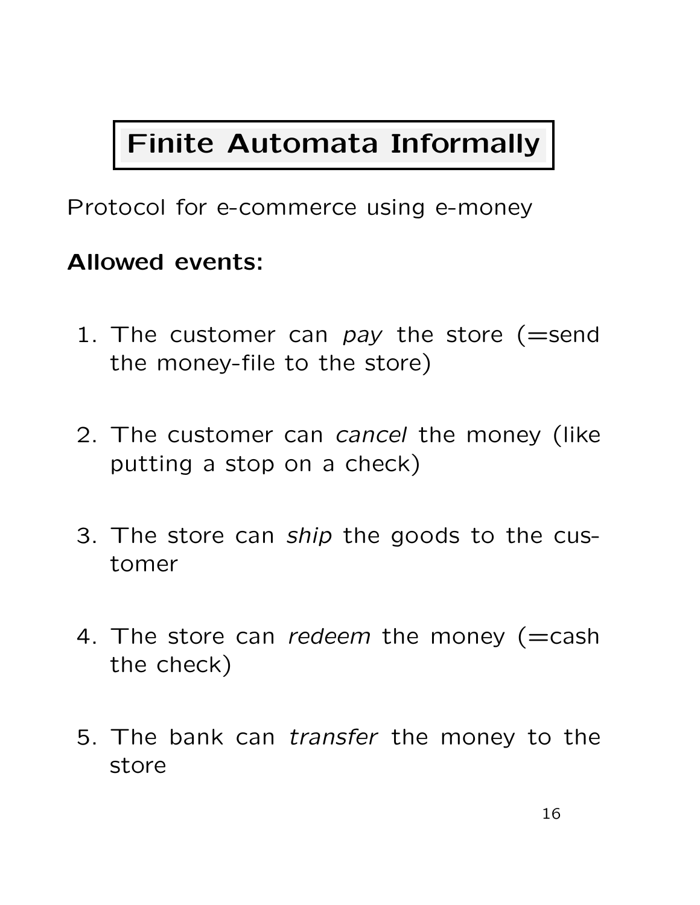# Finite Automata Informally

Protocol for e-commerce using e-money

**Allowed events:**

1. The customer can *pay* the store (=send the money-file to the store)

2. The customer can *cancel* the money (like putting a stop on a check)

3. The store can *ship* the goods to the customer

4. The store can *redeem* the money (=cash the check)

5. The bank can *transfer* the money to the store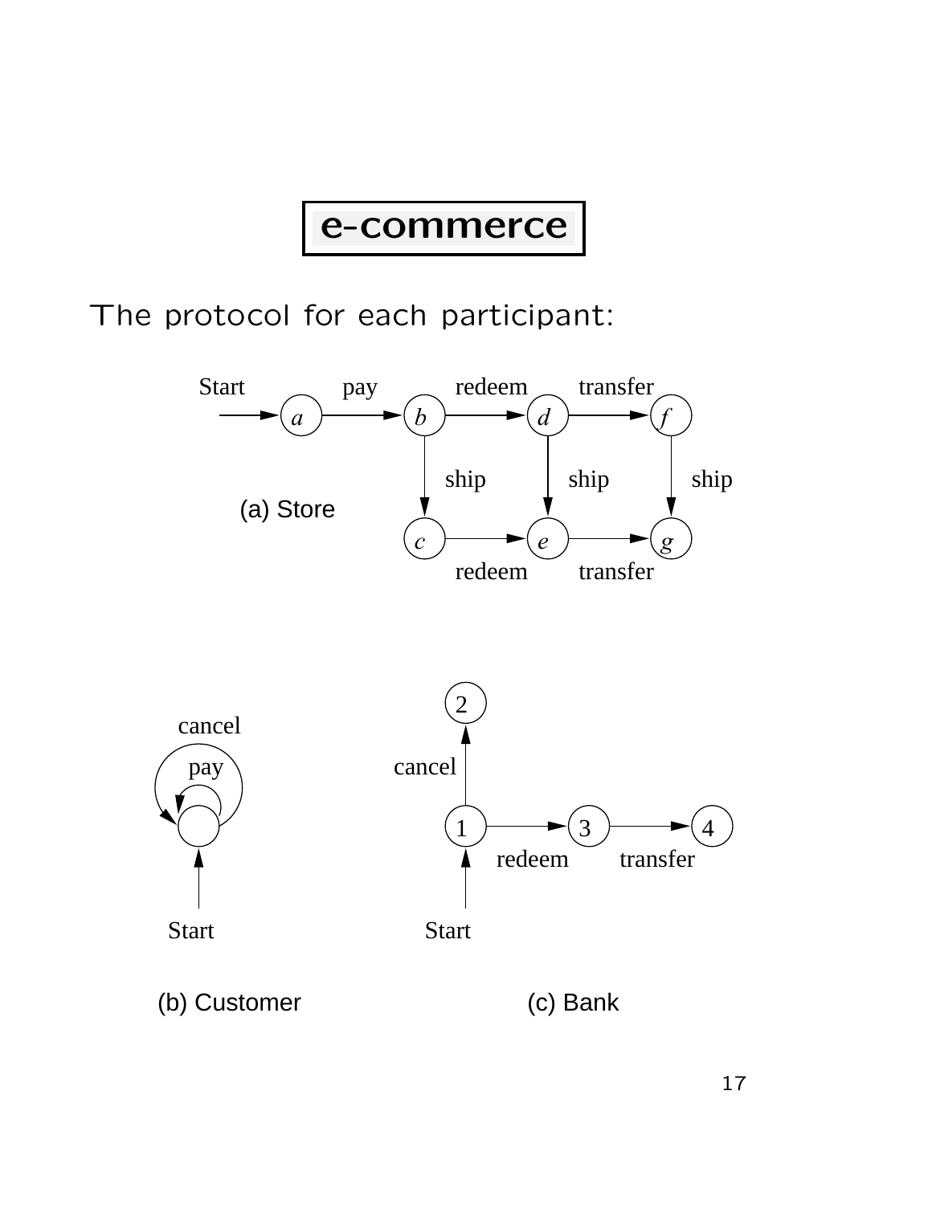# e-commerce

The protocol for each participant:

(a) Store

(b) Customer

(c) Bank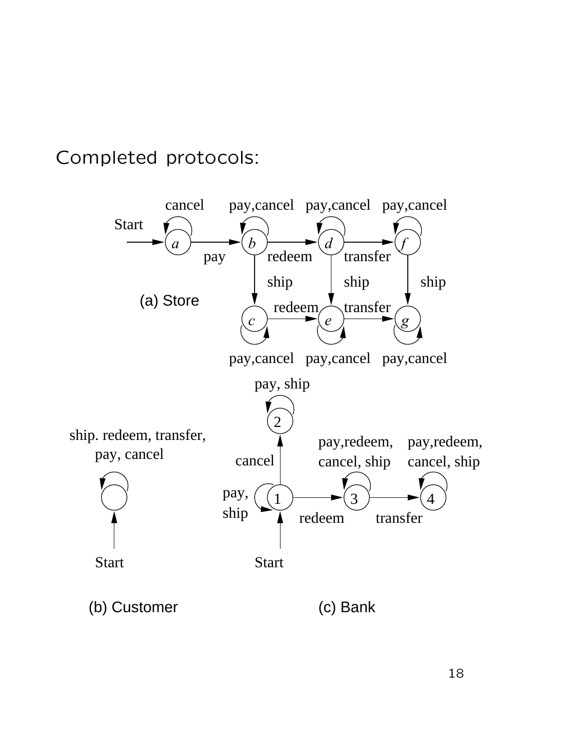Completed protocols:

(a) Store

(b) Customer

(c) Bank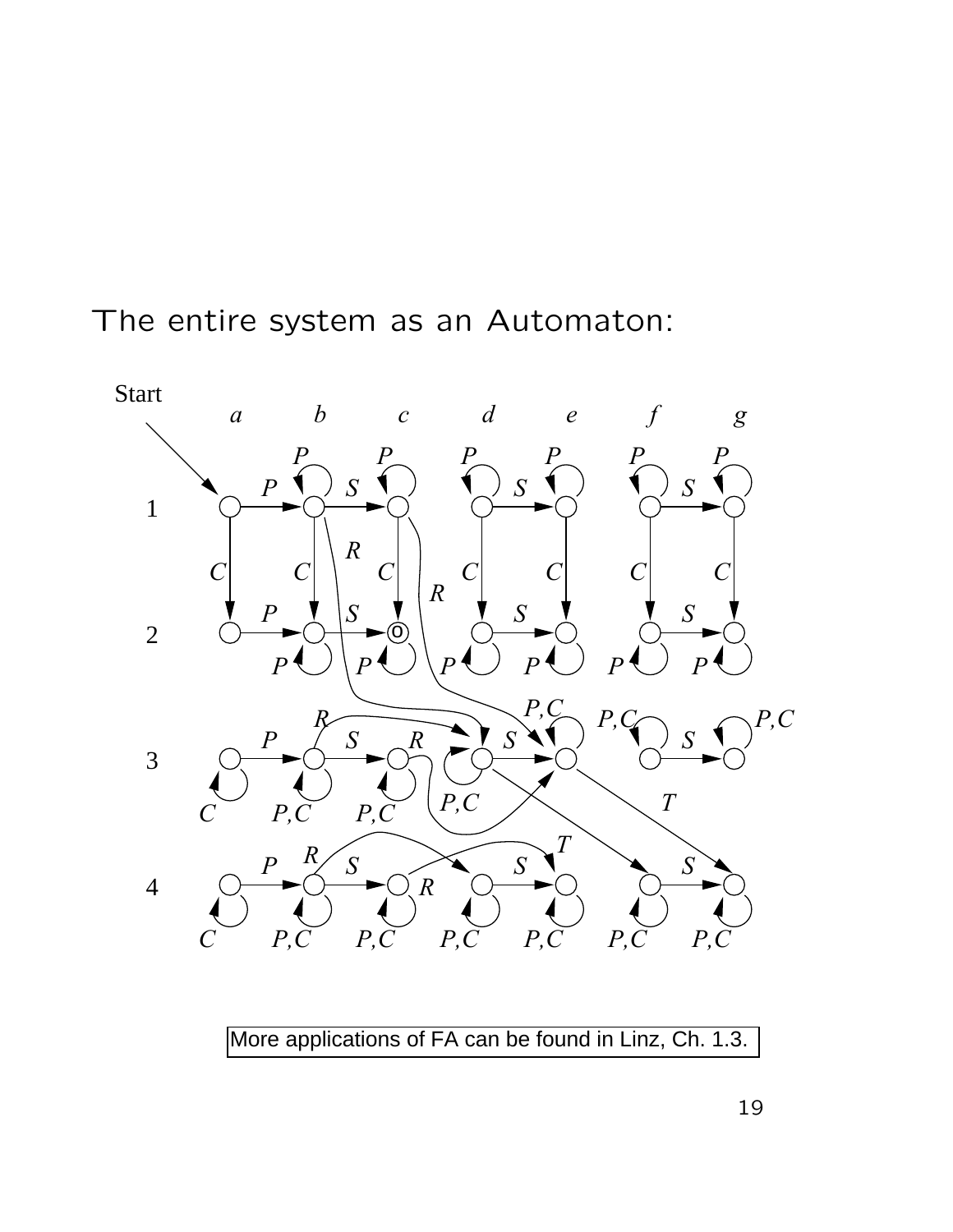The entire system as an Automaton:

More applications of FA can be found in Linz, Ch. 1.3.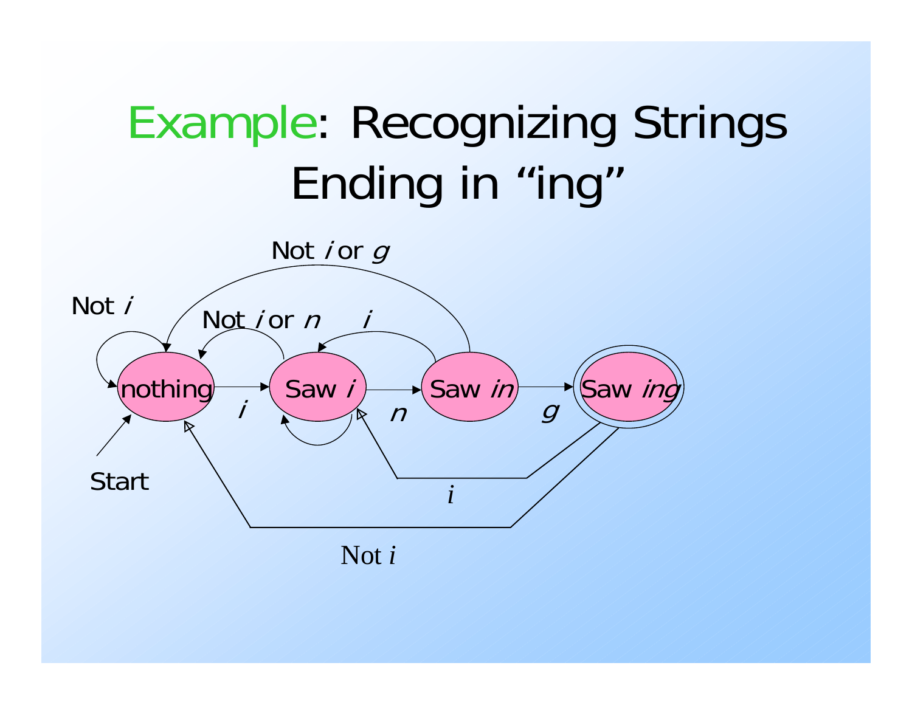# Example: Recognizing Strings Ending in "ing"

Not *i*

Not *i* or *g*

Not *i* or *n*

*i*

nothing

Saw *i*

Saw *in*

Saw *ing*

*i*

*n*

*g*

Start

*i*

Not *i*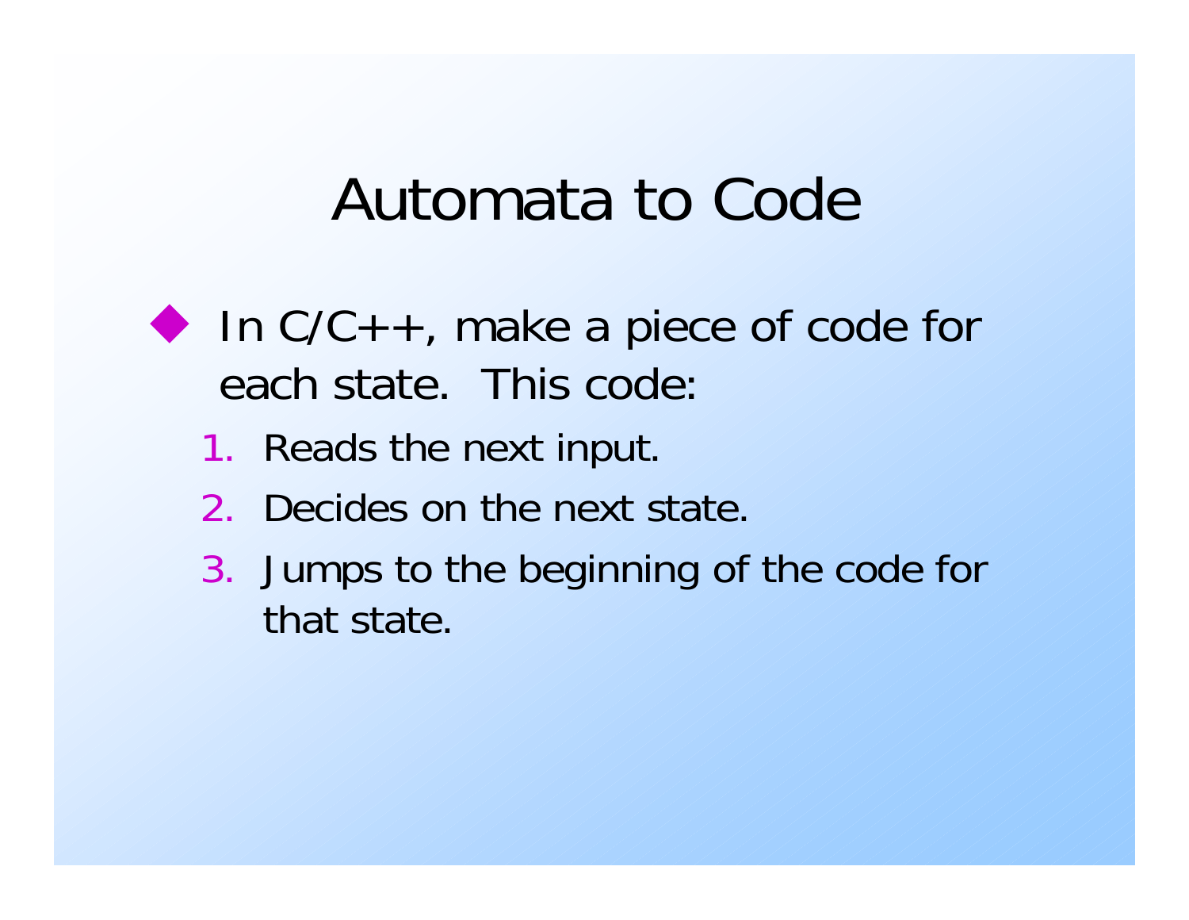# Automata to Code

- In C/C++, make a piece of code for each state. This code:
  1. Reads the next input.
  2. Decides on the next state.
  3. Jumps to the beginning of the code for that state.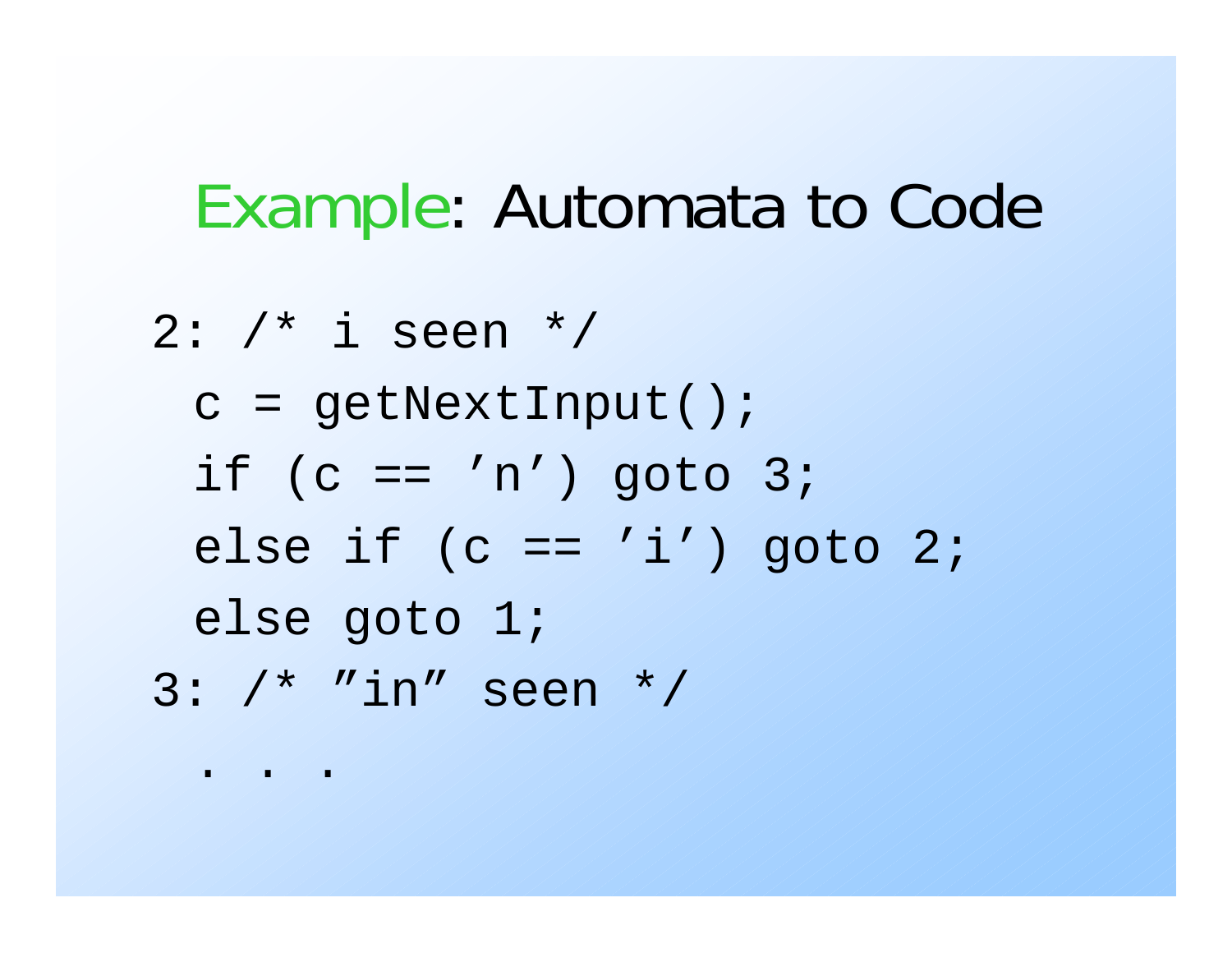# Example: Automata to Code

```
2: /* i seen */
  c = getNextInput();
  if (c == ’n’) goto 3;
  else if (c == ’i’) goto 2;
  else goto 1;
3: /* ”in” seen */
  . . .
```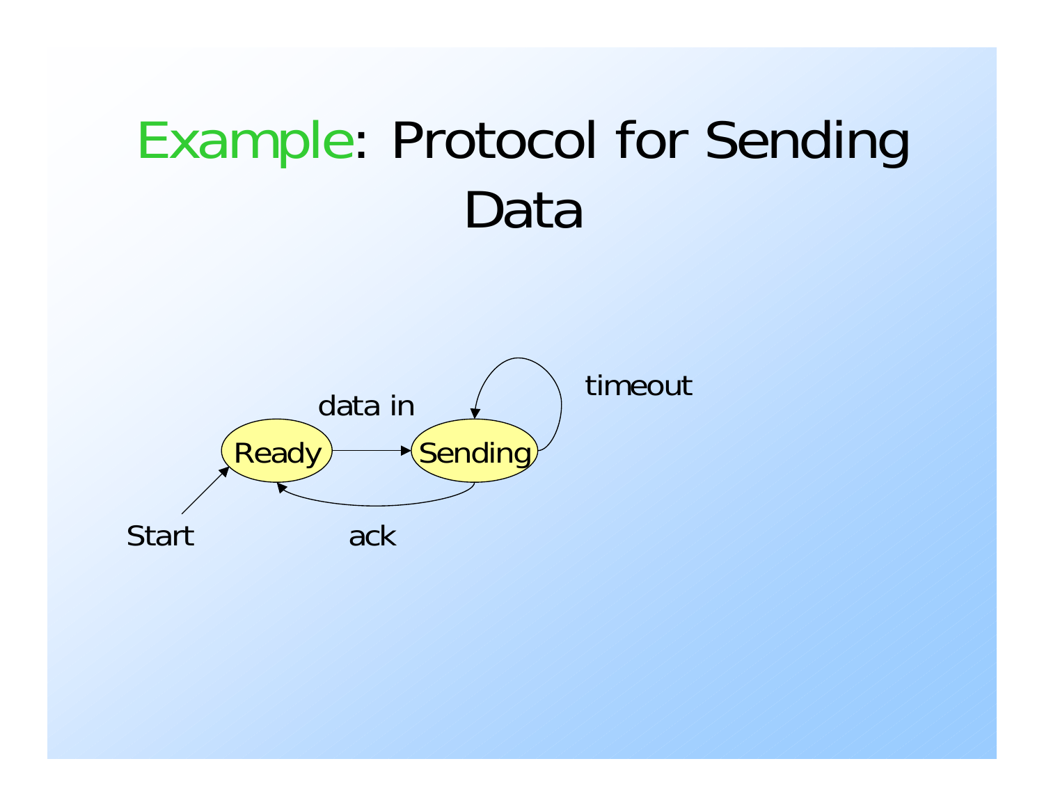# Example: Protocol for Sending Data

Start

Ready

data in

Sending

timeout

ack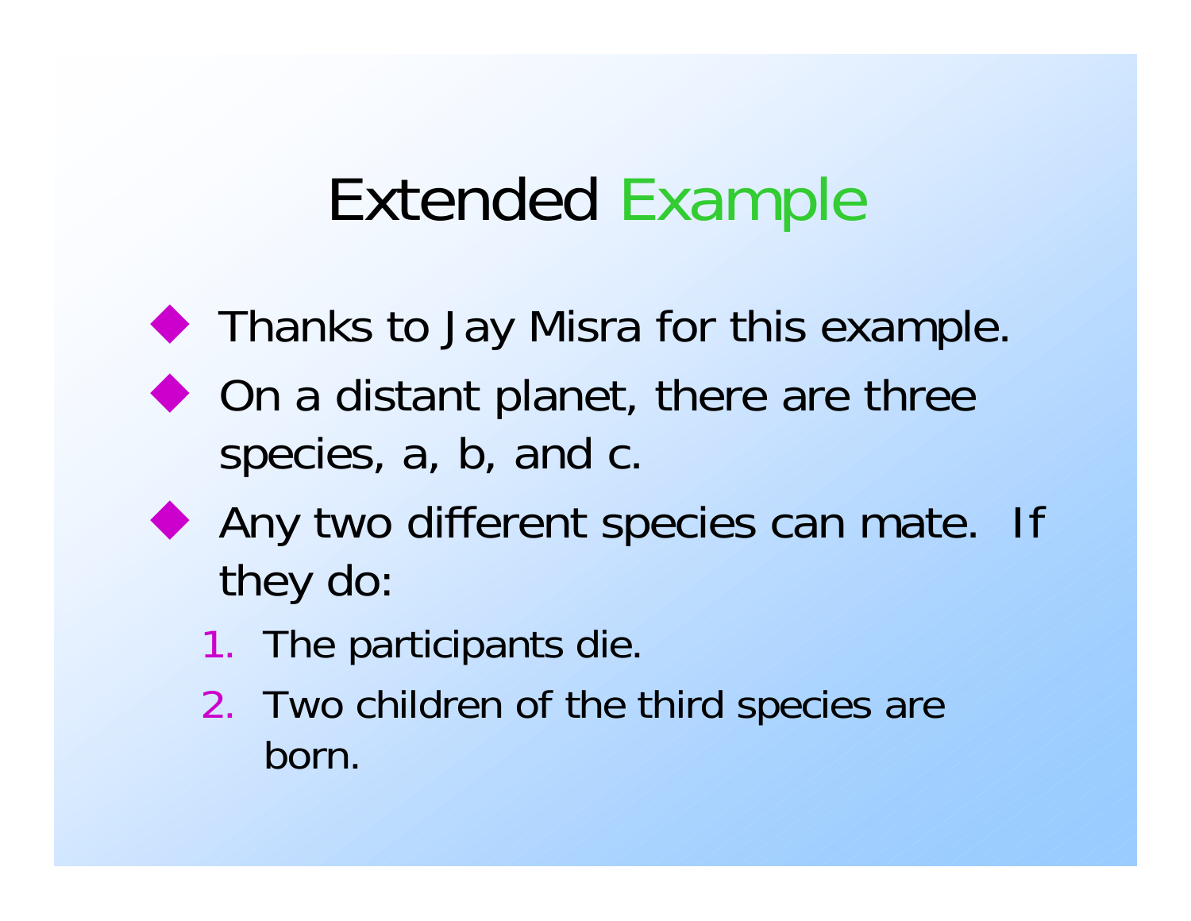# Extended Example

- Thanks to Jay Misra for this example.
- On a distant planet, there are three species, a, b, and c.
- Any two different species can mate. If they do:
  1. The participants die.
  2. Two children of the third species are born.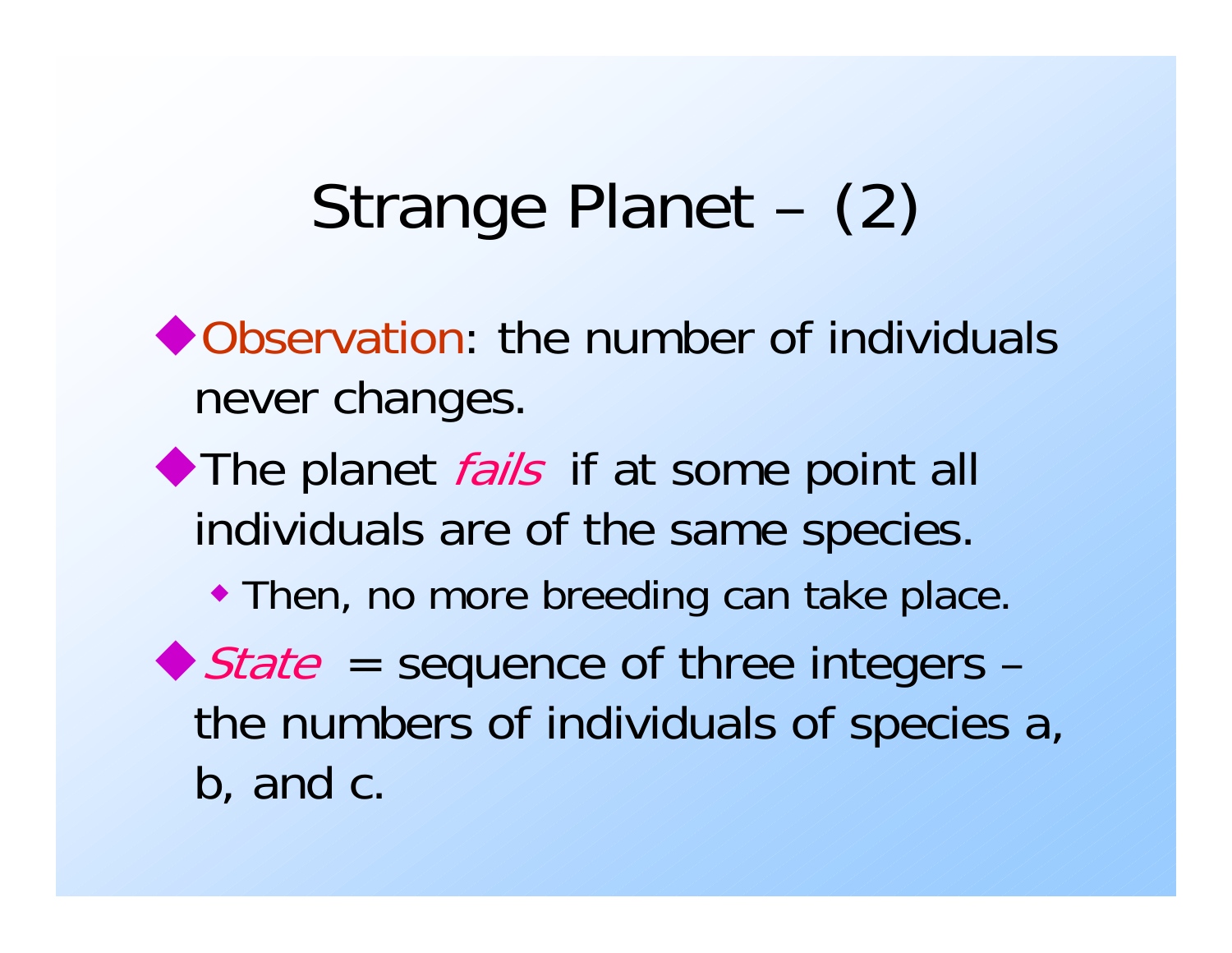# Strange Planet – (2)

- Observation: the number of individuals never changes.
- The planet *fails* if at some point all individuals are of the same species.
  - Then, no more breeding can take place.
- *State* = sequence of three integers – the numbers of individuals of species a, b, and c.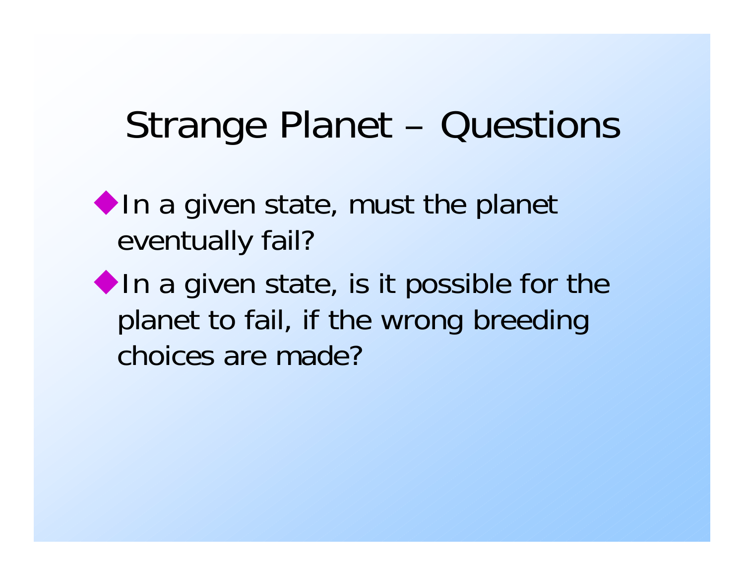# Strange Planet – Questions

- In a given state, must the planet eventually fail?
- In a given state, is it possible for the planet to fail, if the wrong breeding choices are made?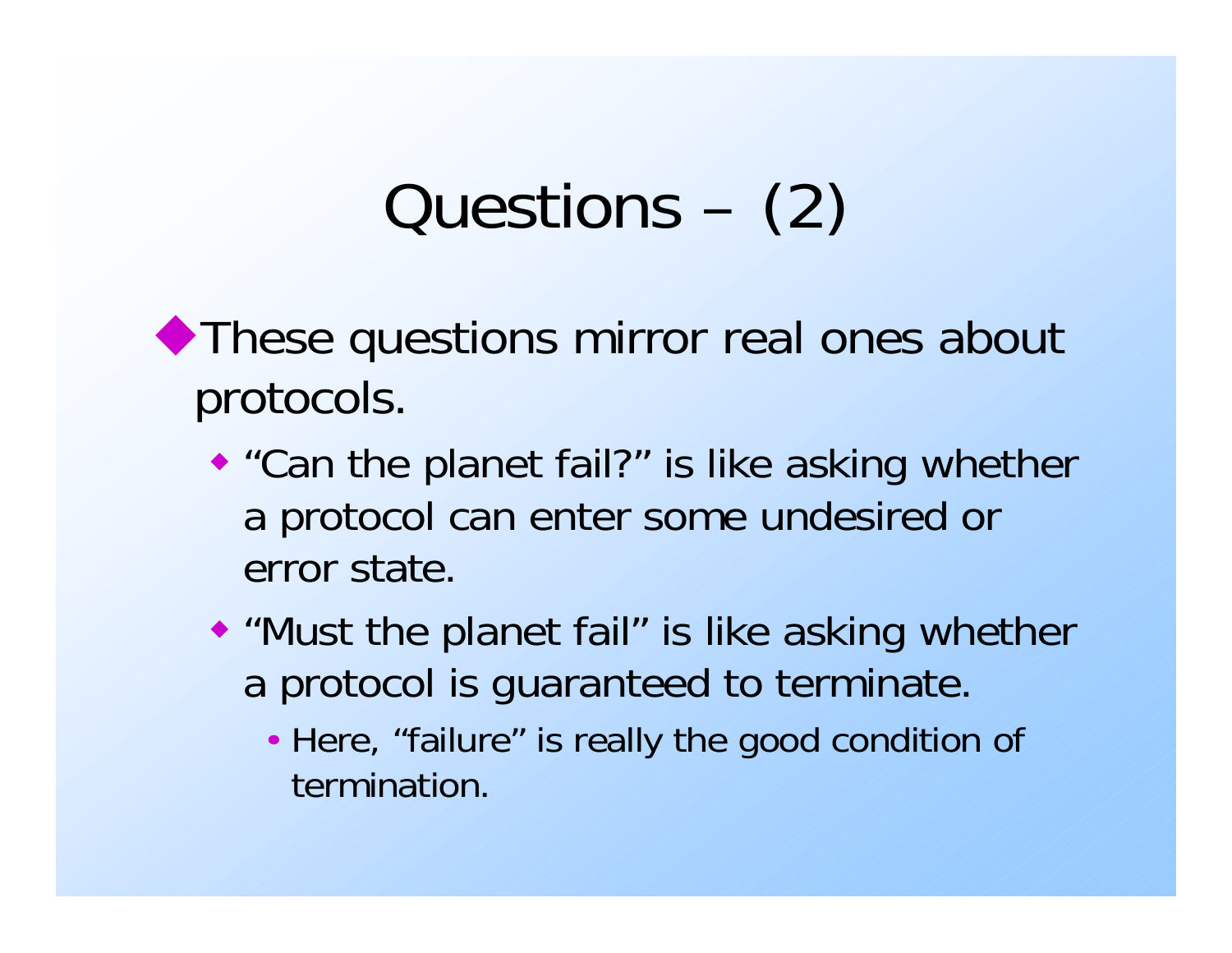# Questions – (2)

- These questions mirror real ones about protocols.
  - "Can the planet fail?" is like asking whether a protocol can enter some undesired or error state.
  - "Must the planet fail" is like asking whether a protocol is guaranteed to terminate.
    - Here, "failure" is really the good condition of termination.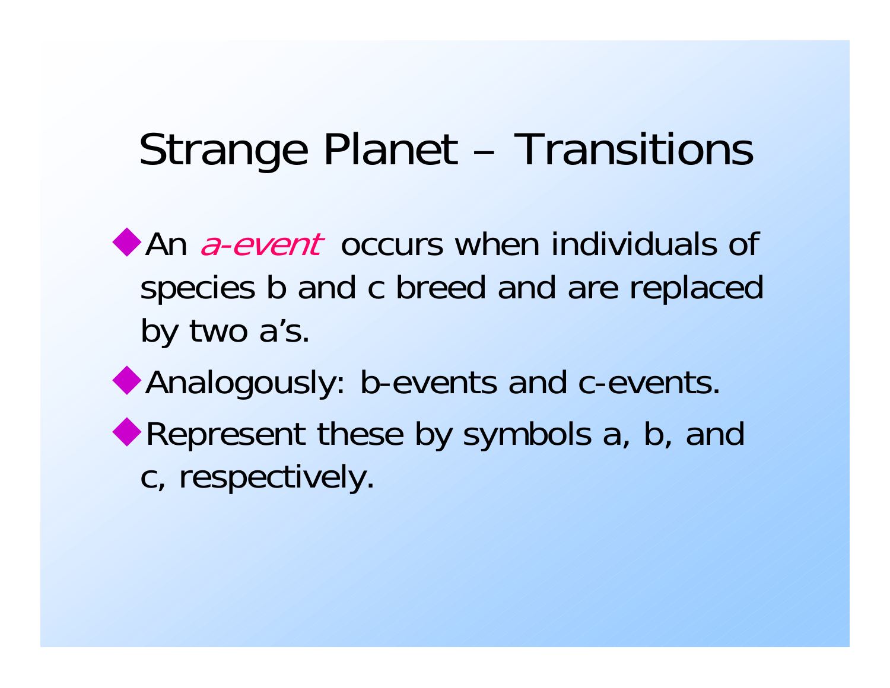# Strange Planet – Transitions

- An *a-event* occurs when individuals of species b and c breed and are replaced by two a's.
- Analogously: b-events and c-events.
- Represent these by symbols a, b, and c, respectively.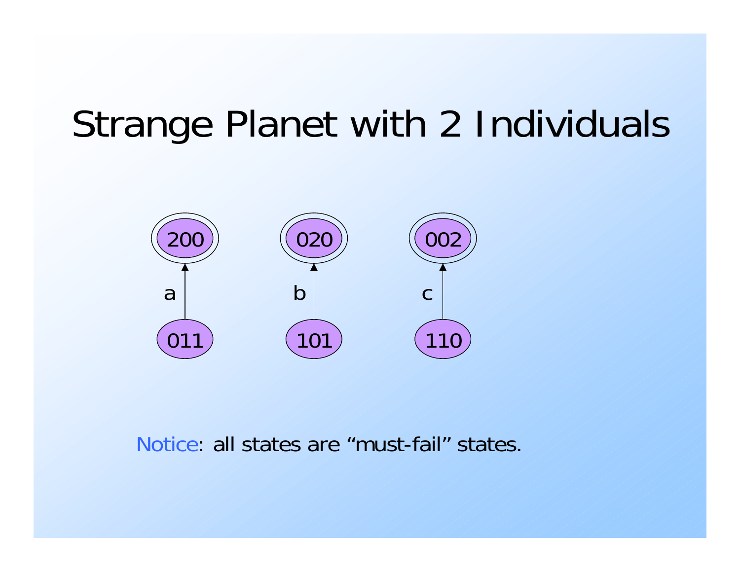# Strange Planet with 2 Individuals

200 ← a — 011

020 ← b — 101

002 ← c — 110

Notice: all states are “must-fail” states.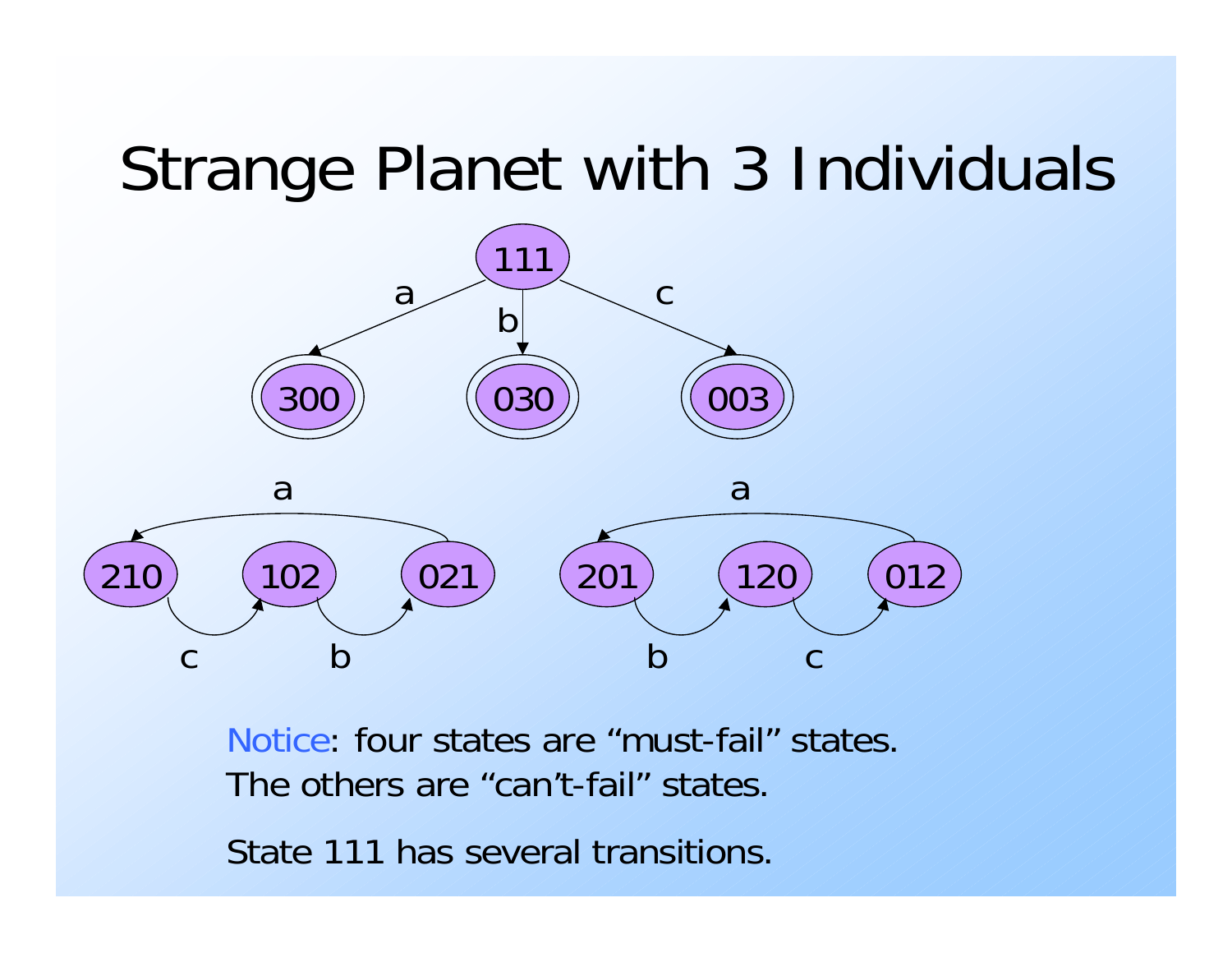# Strange Planet with 3 Individuals

111

a b c

300 030 003

a

210 102 021

c b

a

201 120 012

b c

Notice: four states are "must-fail" states.
The others are "can't-fail" states.

State 111 has several transitions.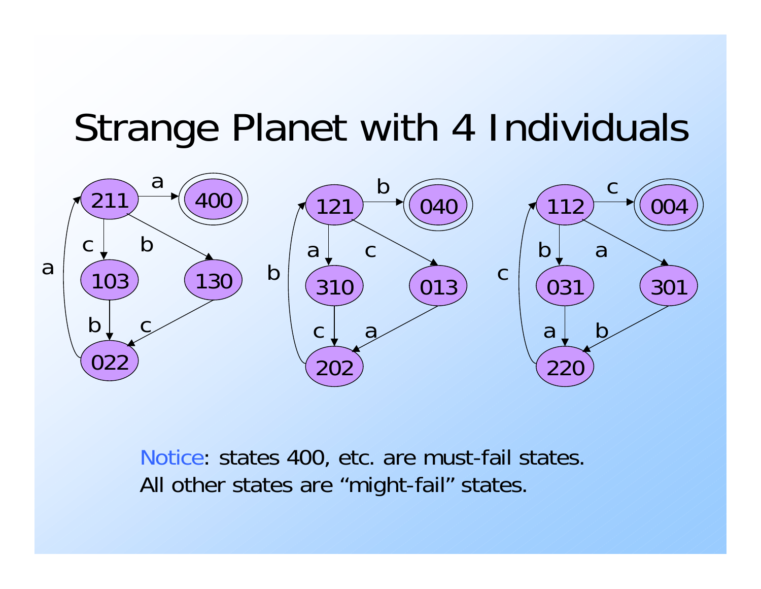# Strange Planet with 4 Individuals

Notice: states 400, etc. are must-fail states.
All other states are "might-fail" states.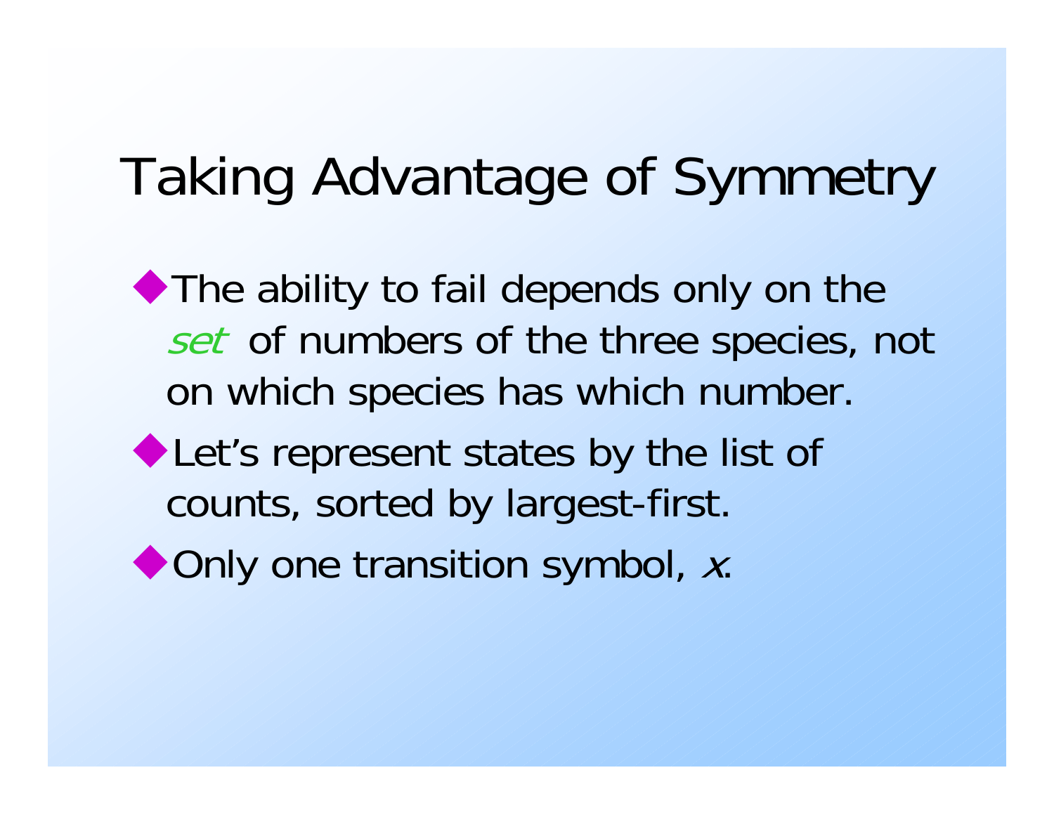# Taking Advantage of Symmetry

- The ability to fail depends only on the *set* of numbers of the three species, not on which species has which number.
- Let's represent states by the list of counts, sorted by largest-first.
- Only one transition symbol, $x$.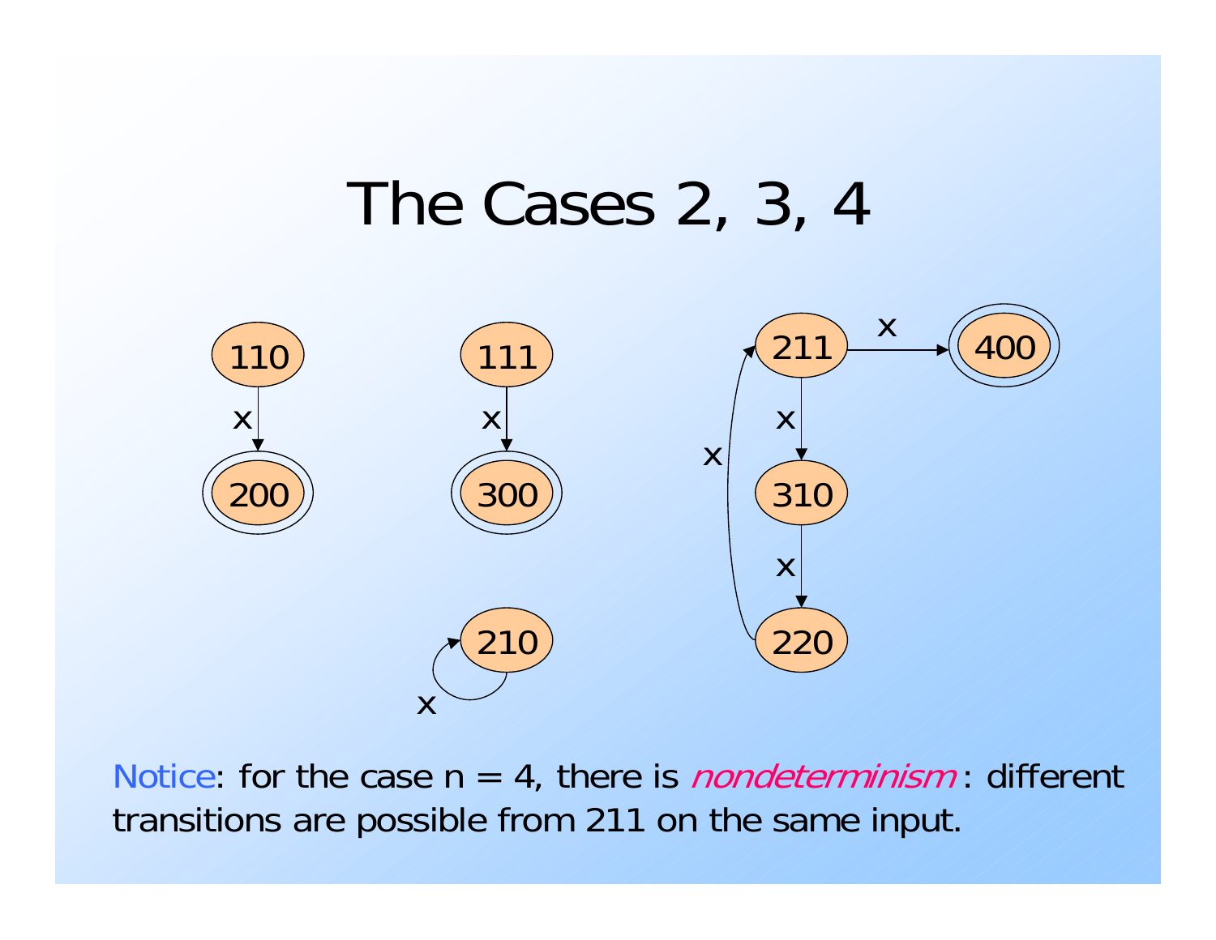# The Cases 2, 3, 4

Notice: for the case n = 4, there is *nondeterminism*: different transitions are possible from 211 on the same input.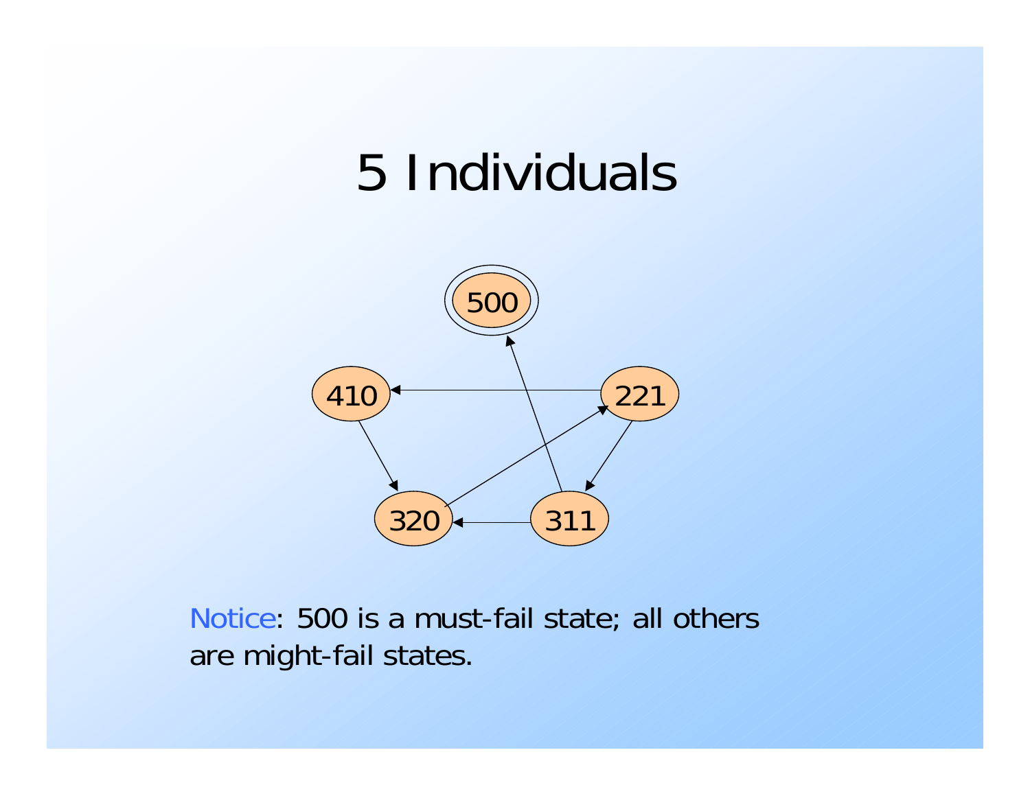# 5 Individuals

Notice: 500 is a must-fail state; all others are might-fail states.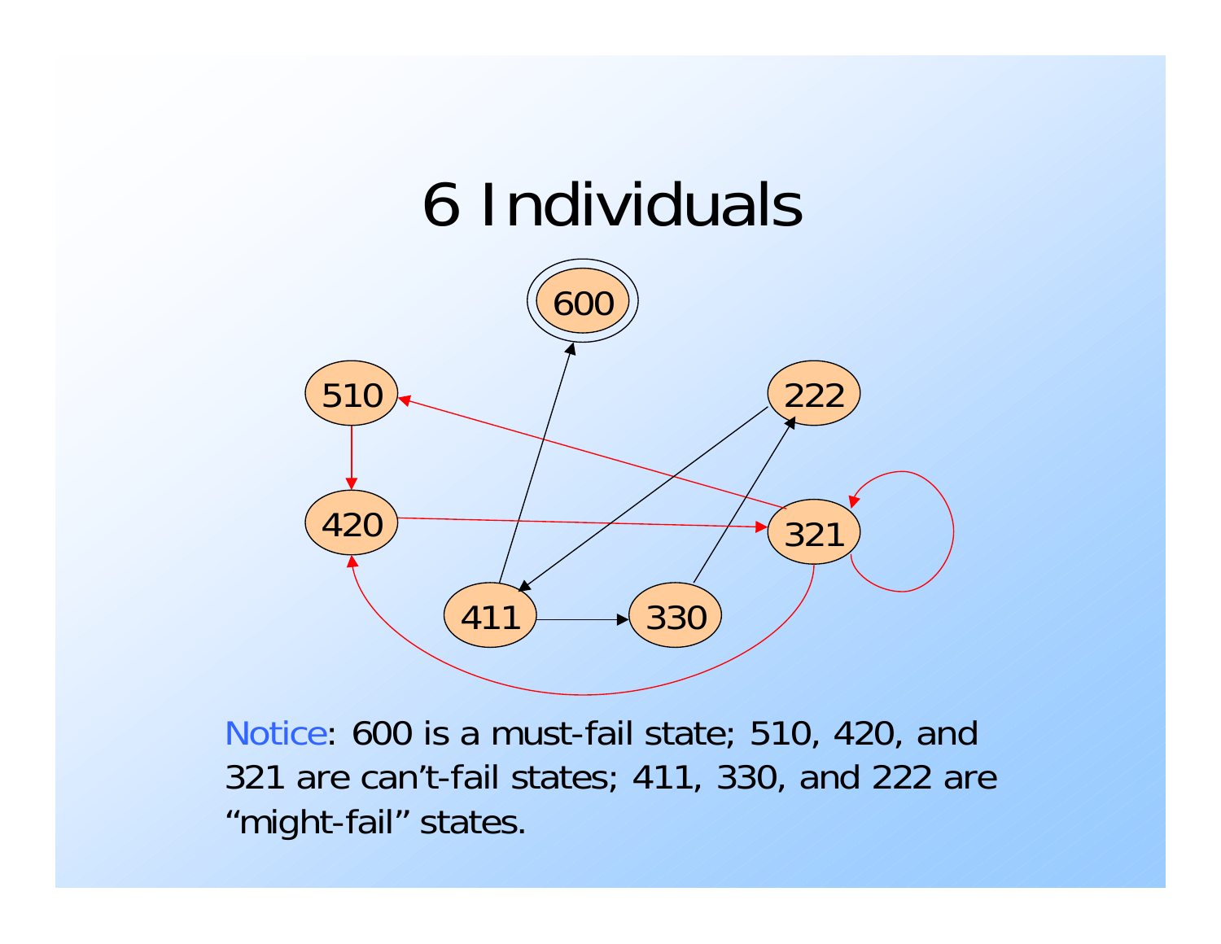# 6 Individuals

Notice: 600 is a must-fail state; 510, 420, and 321 are can't-fail states; 411, 330, and 222 are "might-fail" states.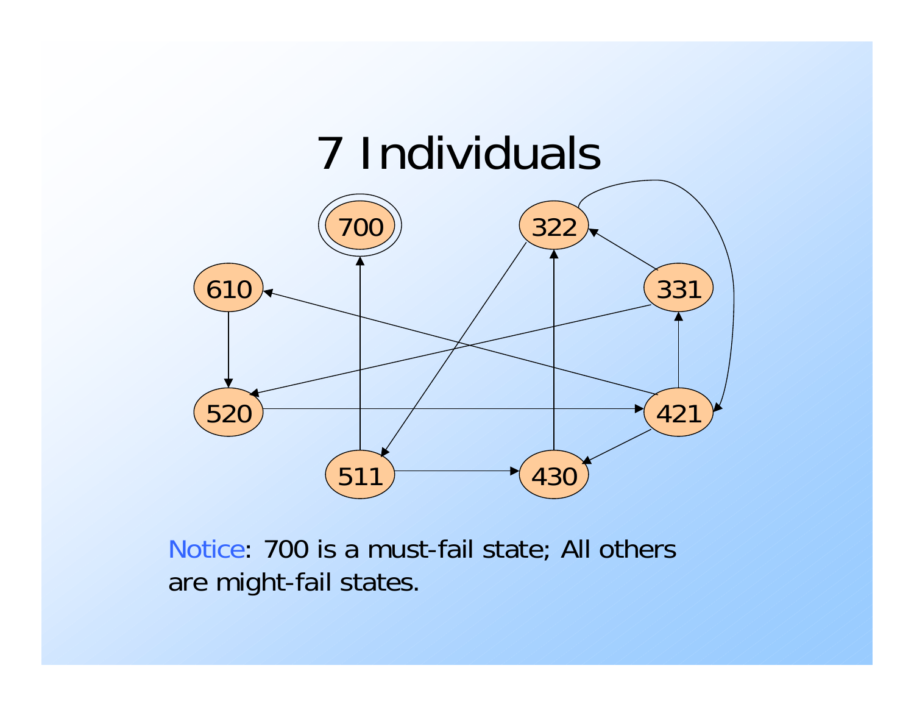# 7 Individuals

Notice: 700 is a must-fail state; All others are might-fail states.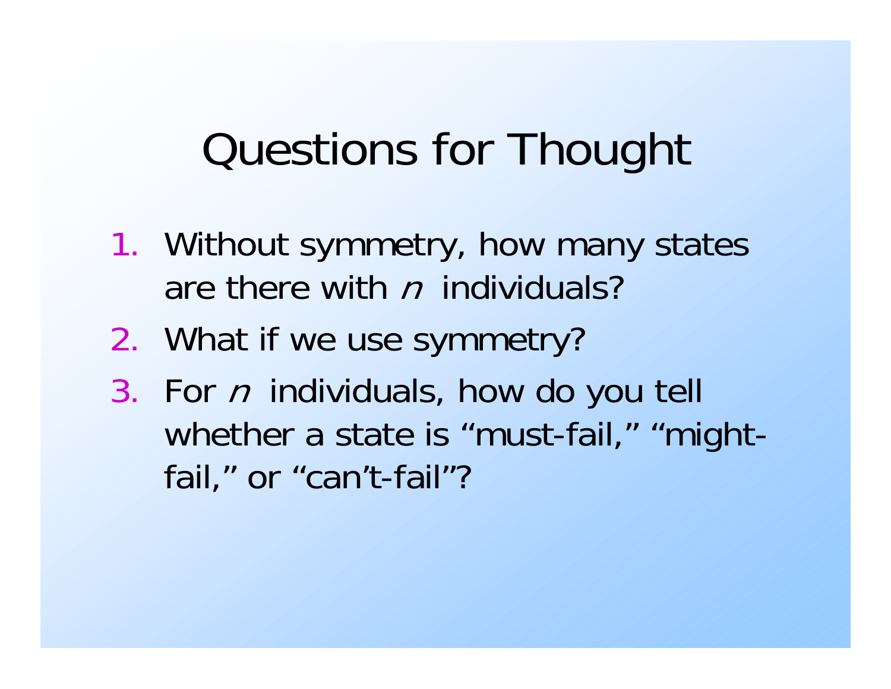# Questions for Thought

1. Without symmetry, how many states are there with $n$ individuals?
2. What if we use symmetry?
3. For $n$ individuals, how do you tell whether a state is “must-fail,” “might-fail,” or “can’t-fail”?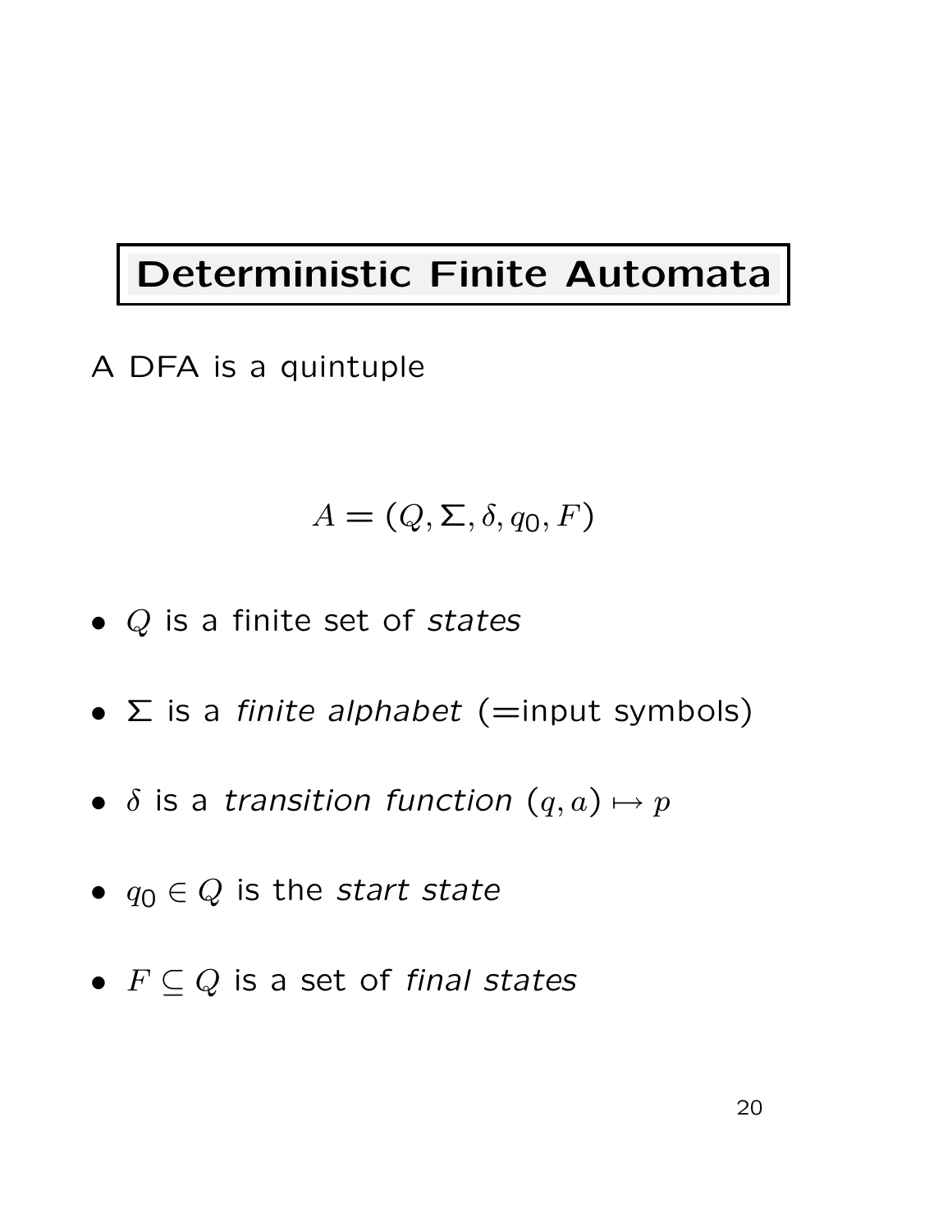# Deterministic Finite Automata

A DFA is a quintuple

$$A = (Q, \Sigma, \delta, q_0, F)$$

- $Q$ is a finite set of *states*
- $\Sigma$ is a *finite alphabet* (=input symbols)
- $\delta$ is a *transition function* $(q, a) \mapsto p$
- $q_0 \in Q$ is the *start state*
- $F \subseteq Q$ is a set of *final states*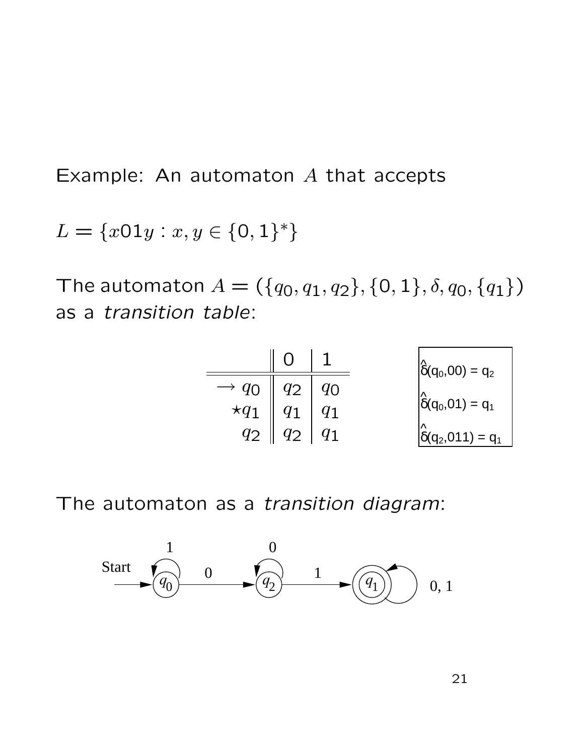Example: An automaton $A$ that accepts

$L = \{x01y : x, y \in \{0,1\}^*\}$

The automaton $A = (\{q_0, q_1, q_2\}, \{0,1\}, \delta, q_0, \{q_1\})$ as a *transition table*:

| | 0 | 1 |
|---|---|---|
| $\rightarrow q_0$ | $q_2$ | $q_0$ |
| $\star q_1$ | $q_1$ | $q_1$ |
| $q_2$ | $q_2$ | $q_1$ |

$\hat{\delta}(q_0, 00) = q_2$

$\hat{\delta}(q_0, 01) = q_1$

$\hat{\delta}(q_2, 011) = q_1$

The automaton as a *transition diagram*:

Start → $q_0$ (loop on 1) —0→ $q_2$ (loop on 0) —1→ $q_1$ (accepting; loop on 0, 1)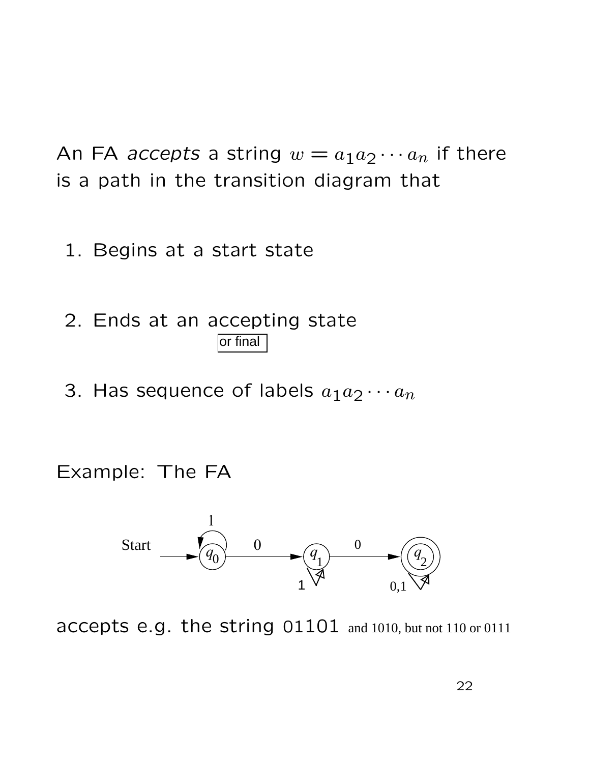An FA *accepts* a string $w = a_1 a_2 \cdots a_n$ if there is a path in the transition diagram that

1. Begins at a start state
2. Ends at an accepting state
   or final
3. Has sequence of labels $a_1 a_2 \cdots a_n$

Example: The FA

Start → $q_0$ (loop 1) —0→ $q_1$ (loop 1) —0→ $q_2$ (accepting, loop 0,1)

accepts e.g. the string 01101 and 1010, but not 110 or 0111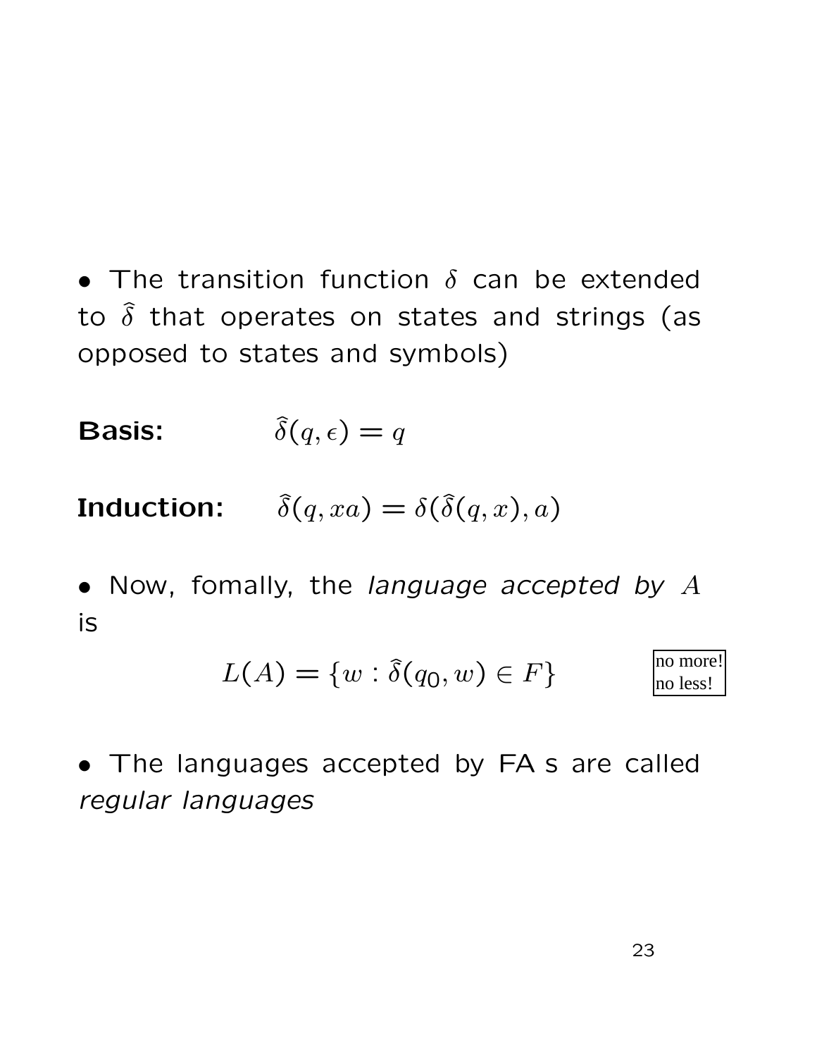• The transition function $\delta$ can be extended to $\widehat{\delta}$ that operates on states and strings (as opposed to states and symbols)

**Basis:** $\widehat{\delta}(q, \epsilon) = q$

**Induction:** $\widehat{\delta}(q, xa) = \delta(\widehat{\delta}(q, x), a)$

• Now, fomally, the *language accepted by $A$* is

$$L(A) = \{w : \widehat{\delta}(q_0, w) \in F\}$$

no more!
no less!

• The languages accepted by FA s are called *regular languages*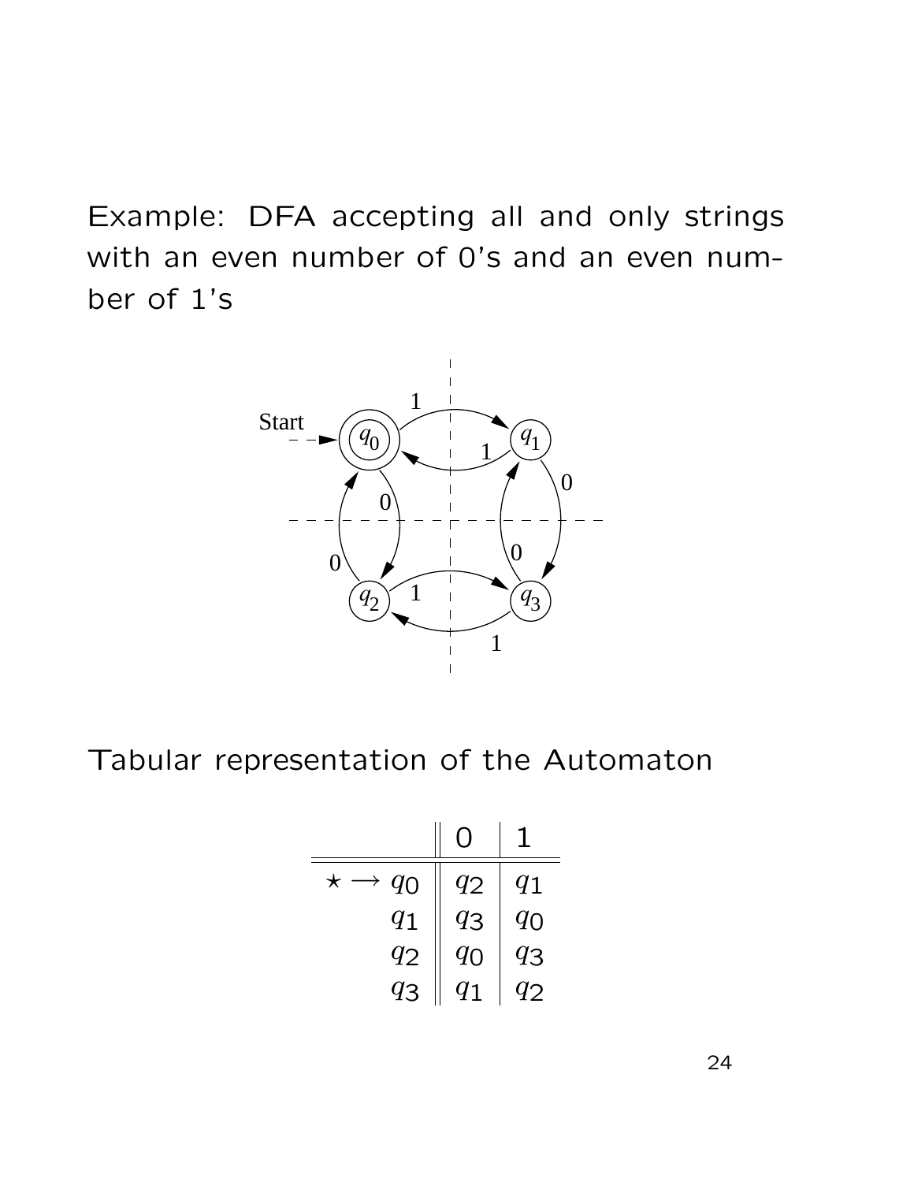Example: DFA accepting all and only strings with an even number of 0's and an even number of 1's

Tabular representation of the Automaton

| | 0 | 1 |
|---|---|---|
| $\star \rightarrow q_0$ | $q_2$ | $q_1$ |
| $q_1$ | $q_3$ | $q_0$ |
| $q_2$ | $q_0$ | $q_3$ |
| $q_3$ | $q_1$ | $q_2$ |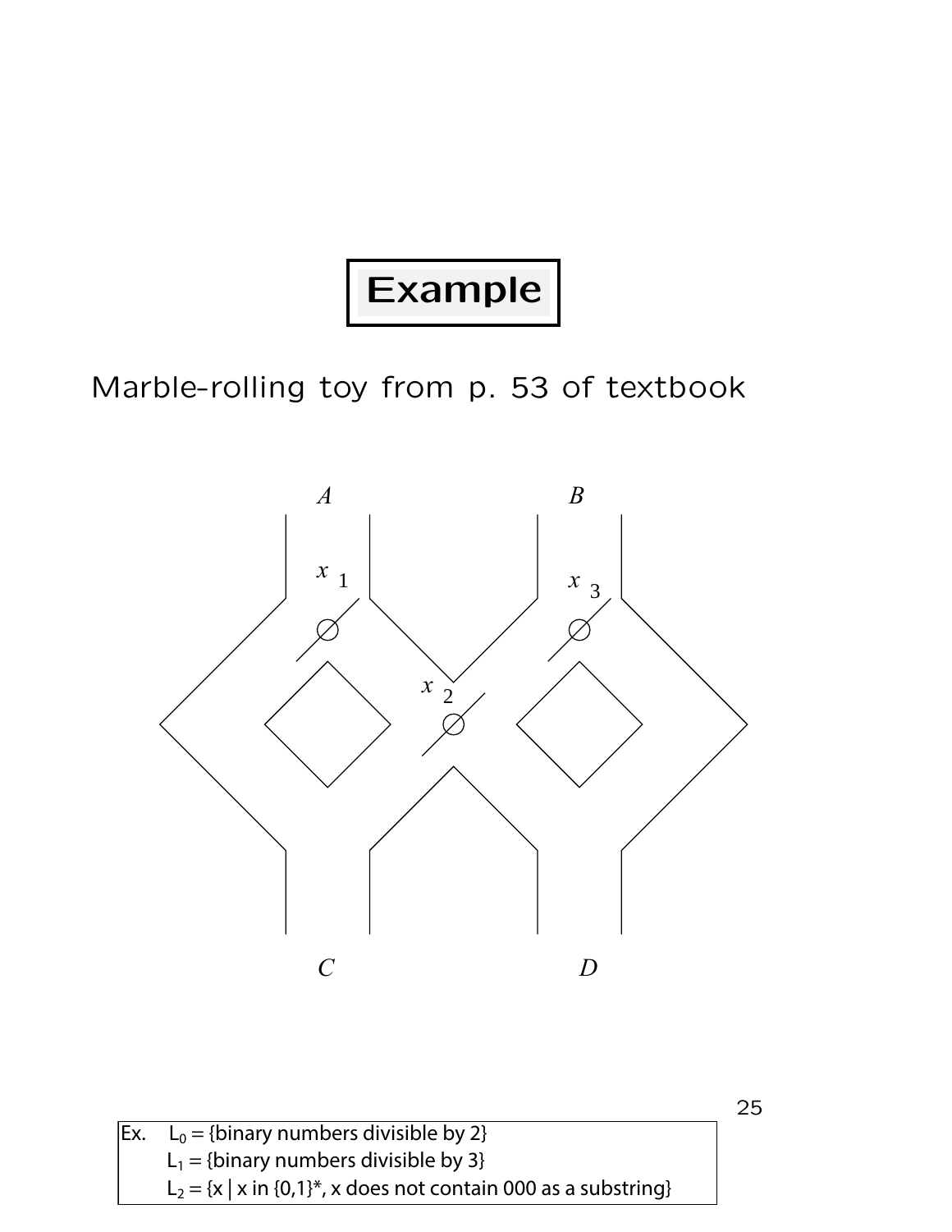# Example

Marble-rolling toy from p. 53 of textbook

A B

$x_1$ $x_3$

$x_2$

C D

Ex. $L_0$ = {binary numbers divisible by 2}
$L_1$ = {binary numbers divisible by 3}
$L_2$ = {x | x in {0,1}*, x does not contain 000 as a substring}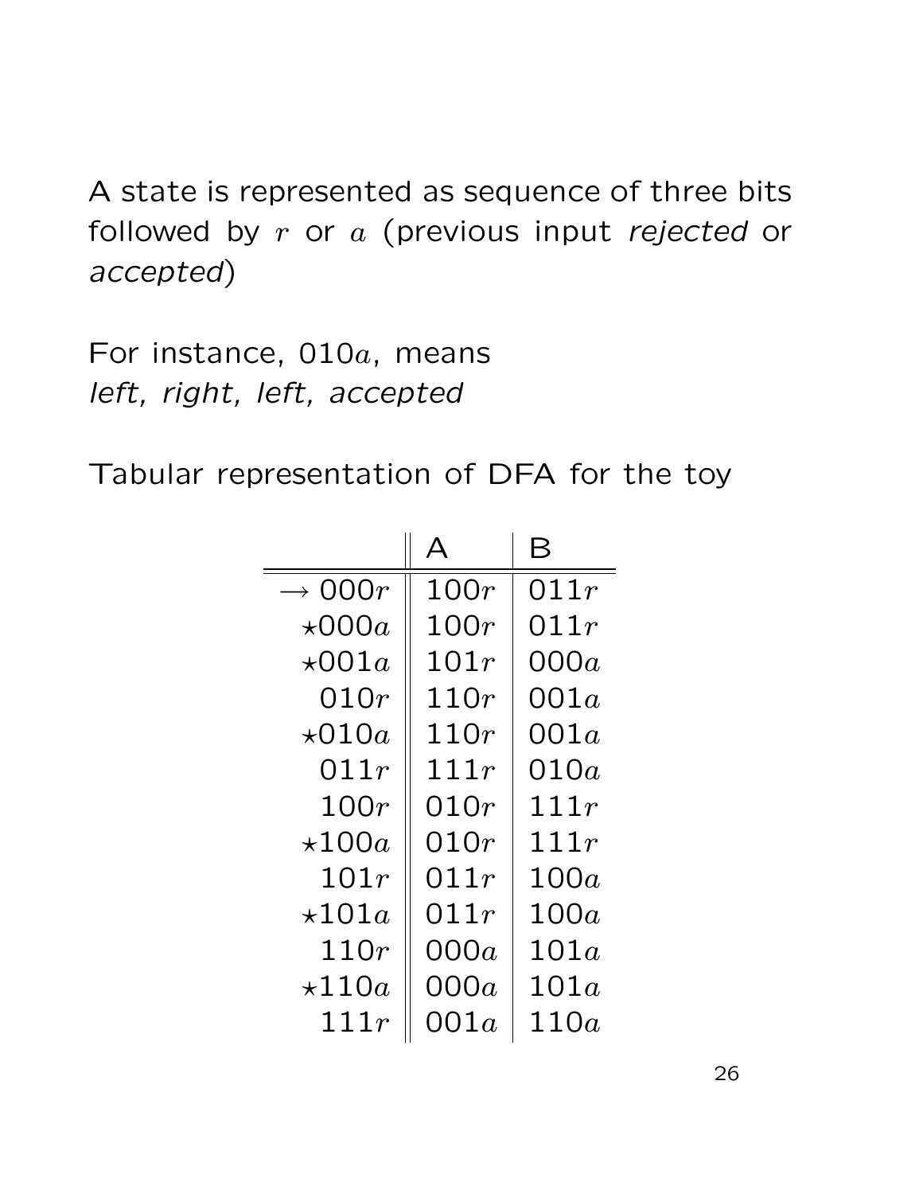A state is represented as sequence of three bits followed by $r$ or $a$ (previous input *rejected* or *accepted*)

For instance, 010$a$, means
*left, right, left, accepted*

Tabular representation of DFA for the toy

| | A | B |
|---|---|---|
| $\rightarrow$ 000$r$ | 100$r$ | 011$r$ |
| $\star$000$a$ | 100$r$ | 011$r$ |
| $\star$001$a$ | 101$r$ | 000$a$ |
| 010$r$ | 110$r$ | 001$a$ |
| $\star$010$a$ | 110$r$ | 001$a$ |
| 011$r$ | 111$r$ | 010$a$ |
| 100$r$ | 010$r$ | 111$r$ |
| $\star$100$a$ | 010$r$ | 111$r$ |
| 101$r$ | 011$r$ | 100$a$ |
| $\star$101$a$ | 011$r$ | 100$a$ |
| 110$r$ | 000$a$ | 101$a$ |
| $\star$110$a$ | 000$a$ | 101$a$ |
| 111$r$ | 001$a$ | 110$a$ |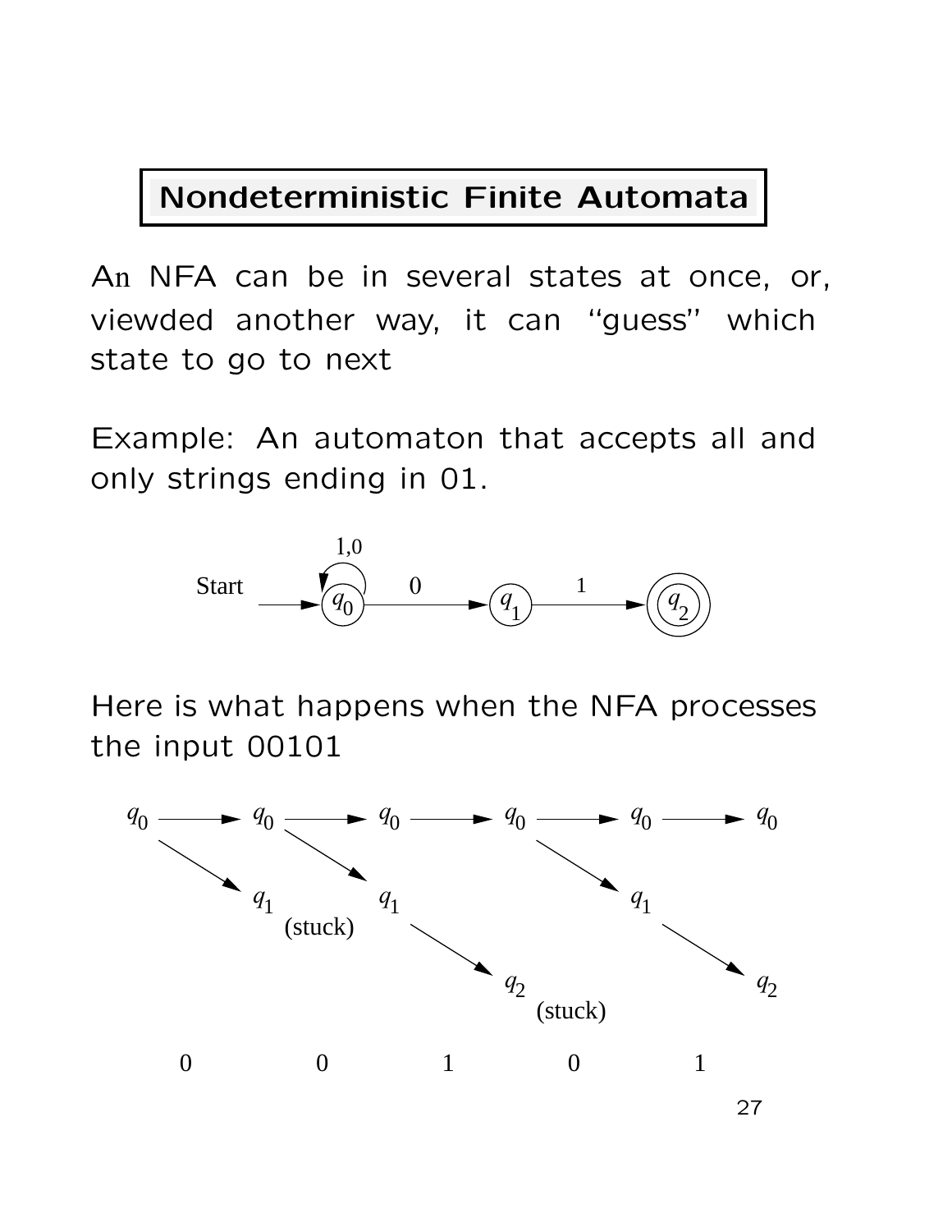# Nondeterministic Finite Automata

An NFA can be in several states at once, or, viewded another way, it can "guess" which state to go to next

Example: An automaton that accepts all and only strings ending in 01.

Here is what happens when the NFA processes the input 00101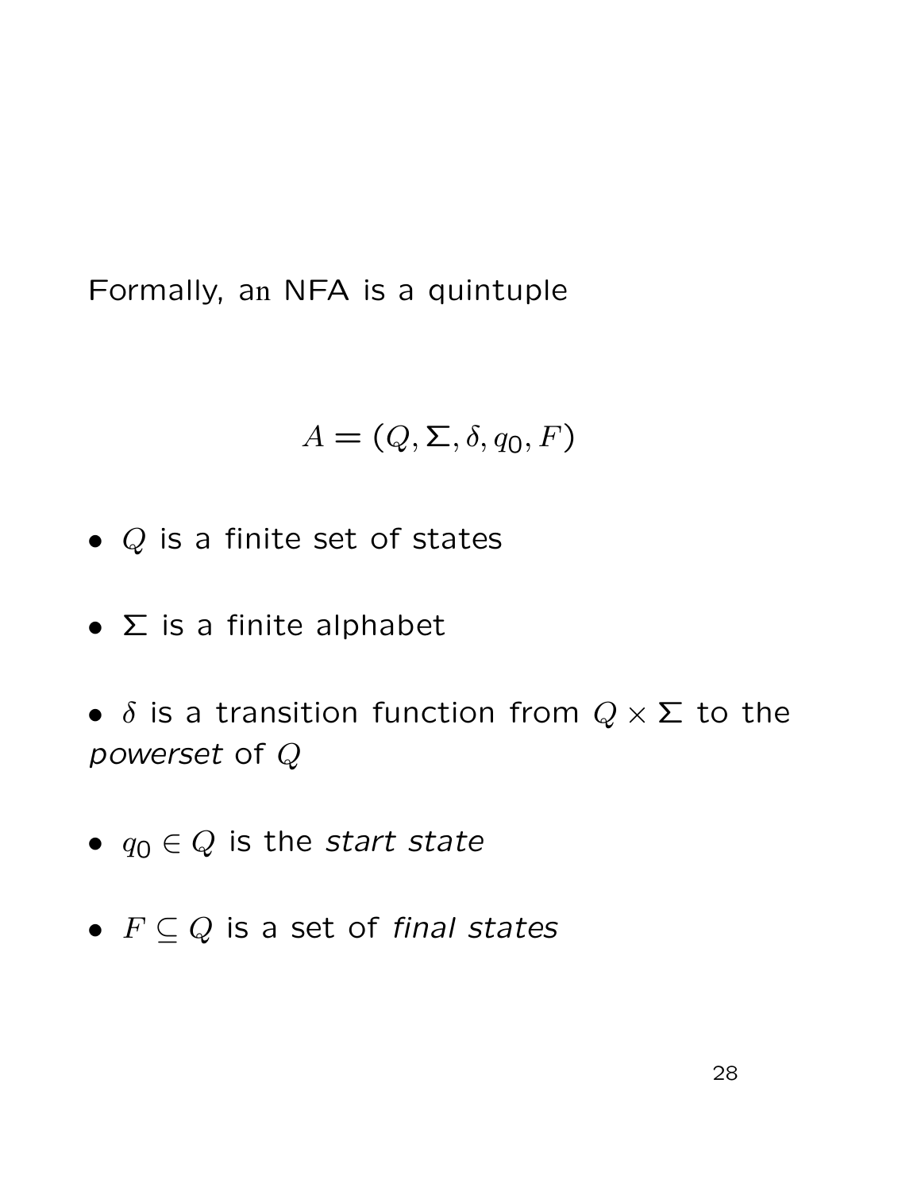Formally, an NFA is a quintuple

$$A = (Q, \Sigma, \delta, q_0, F)$$

- $Q$ is a finite set of states

- $\Sigma$ is a finite alphabet

- $\delta$ is a transition function from $Q \times \Sigma$ to the *powerset* of $Q$

- $q_0 \in Q$ is the *start state*

- $F \subseteq Q$ is a set of *final states*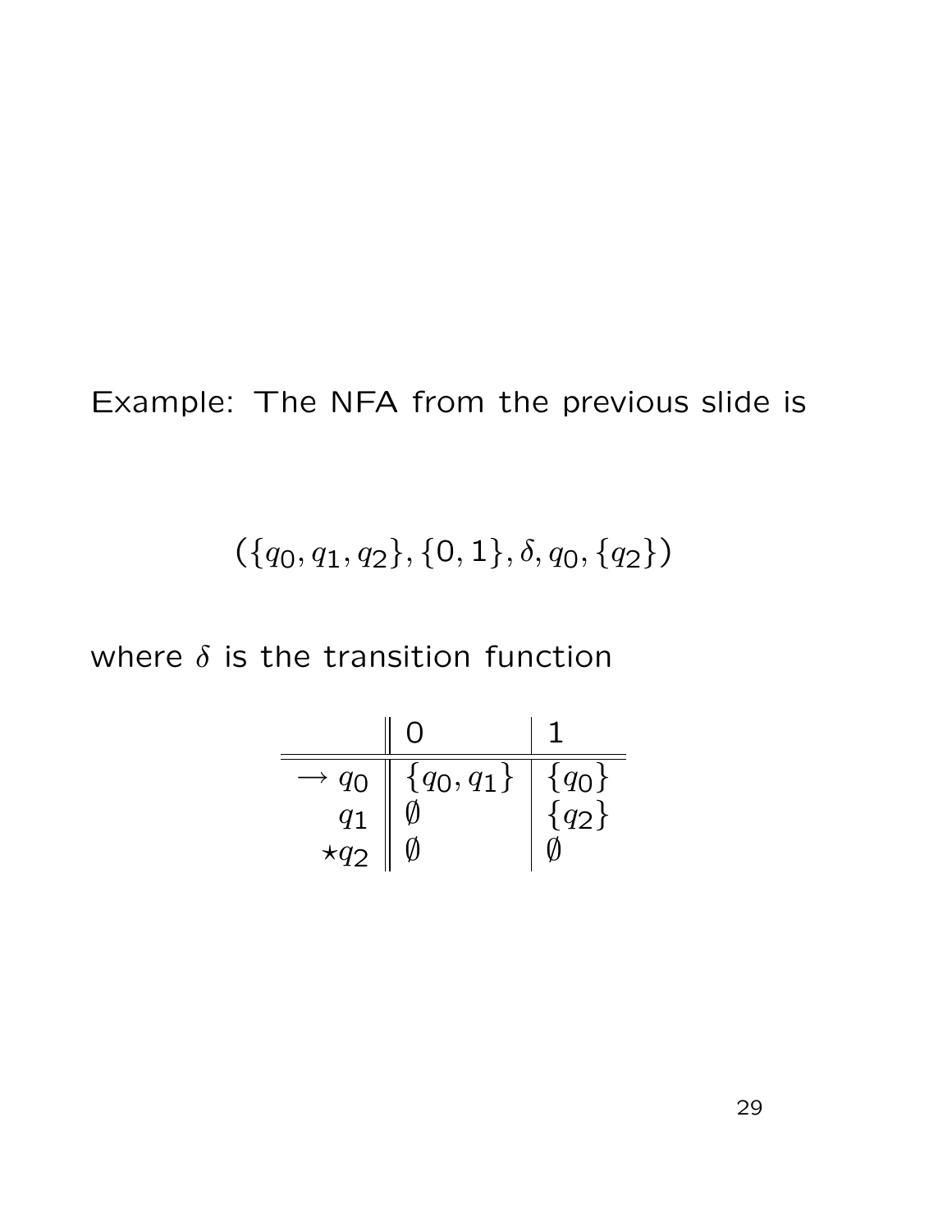Example: The NFA from the previous slide is

$$(\{q_0, q_1, q_2\}, \{0, 1\}, \delta, q_0, \{q_2\})$$

where $\delta$ is the transition function

| | 0 | 1 |
|---|---|---|
| $\rightarrow q_0$ | $\{q_0, q_1\}$ | $\{q_0\}$ |
| $q_1$ | $\emptyset$ | $\{q_2\}$ |
| $\star q_2$ | $\emptyset$ | $\emptyset$ |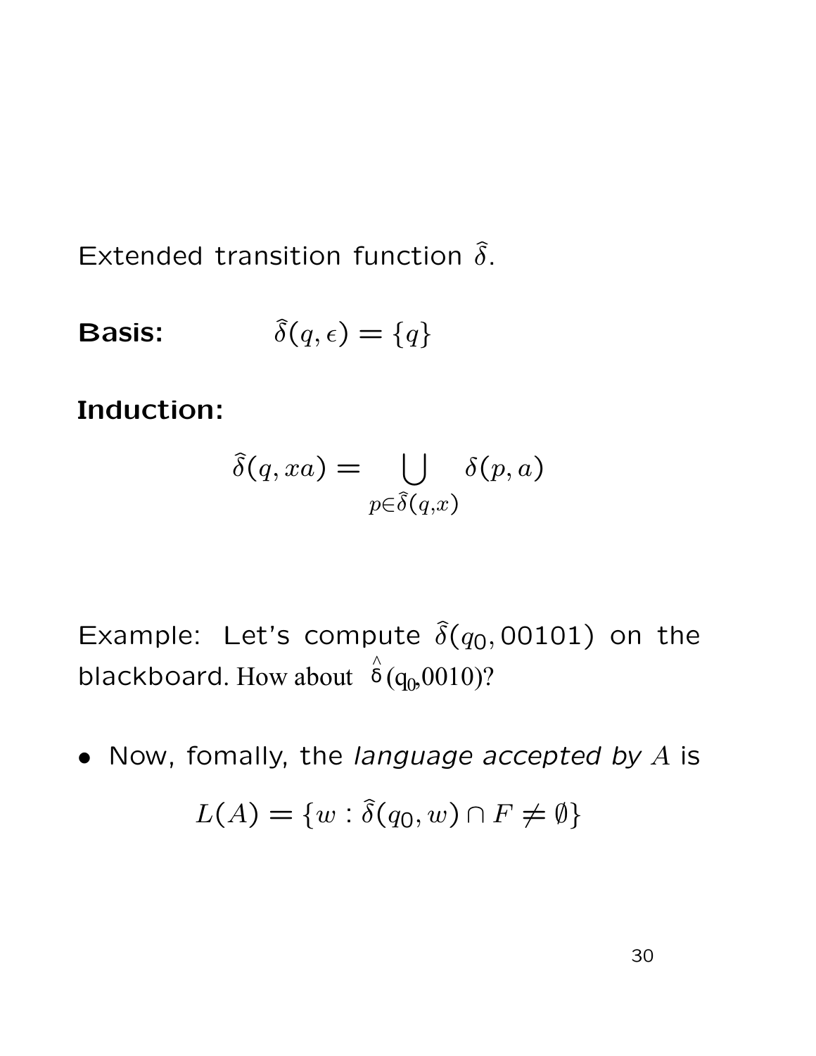Extended transition function $\widehat{\delta}$.

**Basis:** $\widehat{\delta}(q, \epsilon) = \{q\}$

**Induction:**

$$\widehat{\delta}(q, xa) = \bigcup_{p \in \widehat{\delta}(q,x)} \delta(p, a)$$

Example: Let's compute $\widehat{\delta}(q_0, 00101)$ on the blackboard. How about $\widehat{\delta}(q_0, 0010)$?

- Now, fomally, the *language accepted by $A$* is

$$L(A) = \{w : \widehat{\delta}(q_0, w) \cap F \neq \emptyset\}$$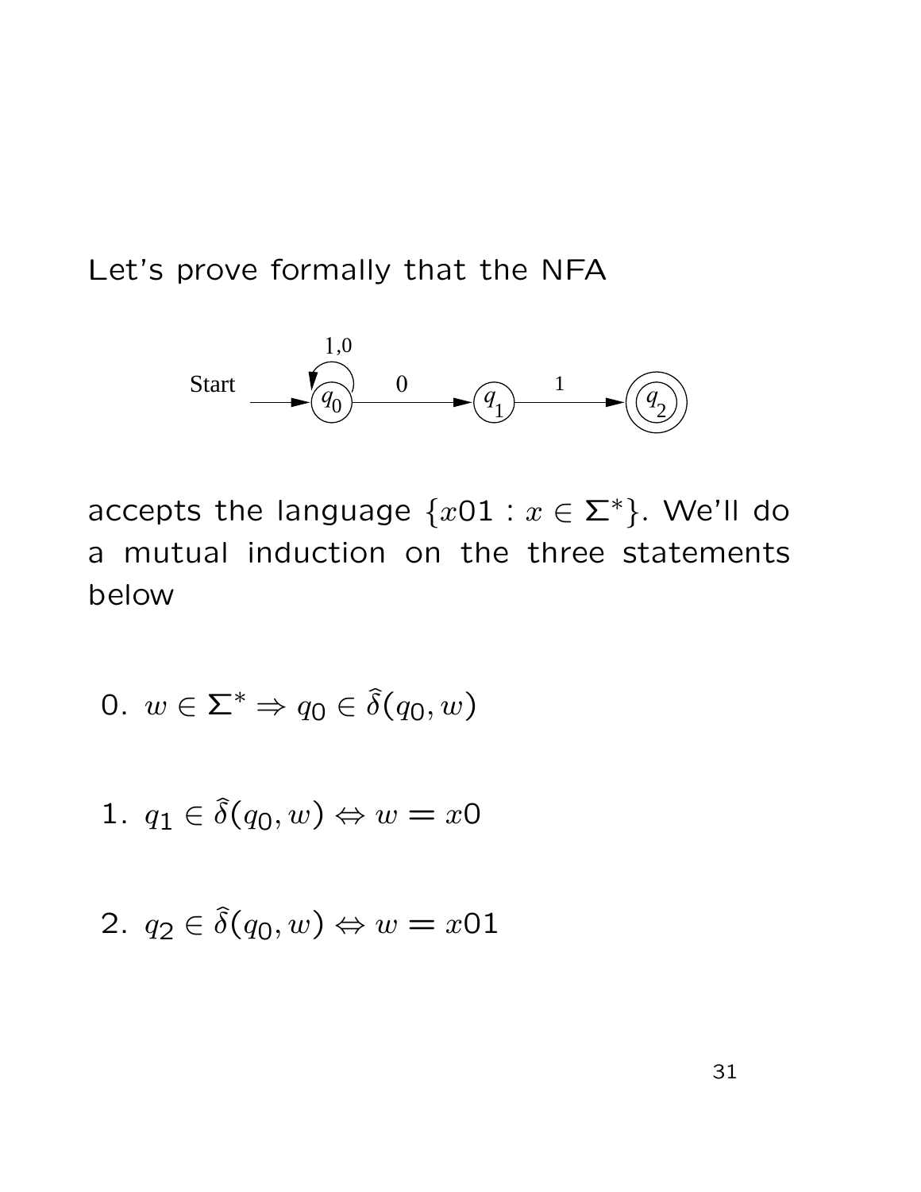Let's prove formally that the NFA

accepts the language $\{x01 : x \in \Sigma^*\}$. We'll do a mutual induction on the three statements below

0. $w \in \Sigma^* \Rightarrow q_0 \in \hat{\delta}(q_0, w)$

1. $q_1 \in \hat{\delta}(q_0, w) \Leftrightarrow w = x0$

2. $q_2 \in \hat{\delta}(q_0, w) \Leftrightarrow w = x01$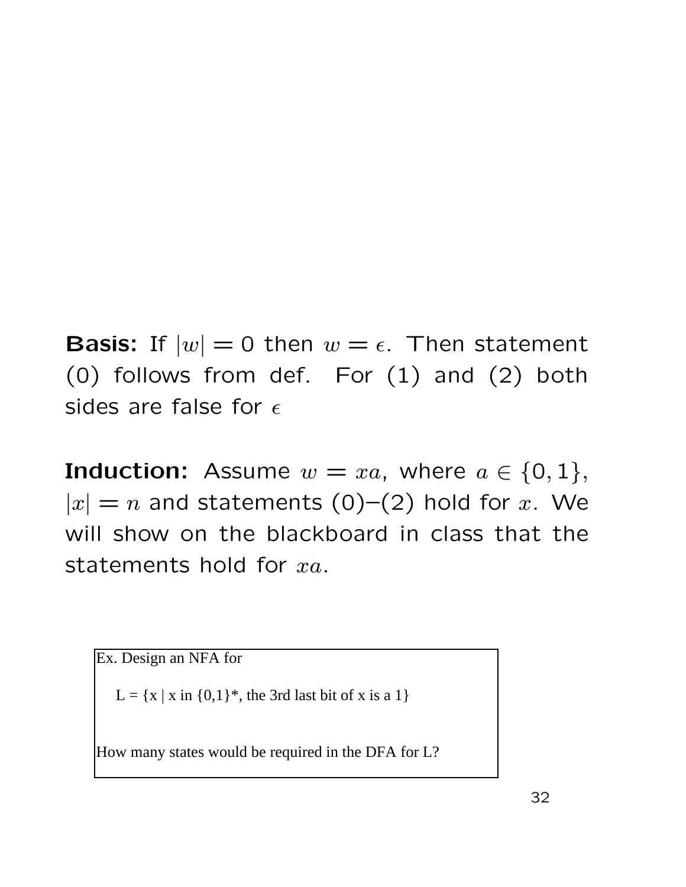**Basis:** If $|w| = 0$ then $w = \epsilon$. Then statement (0) follows from def. For (1) and (2) both sides are false for $\epsilon$

**Induction:** Assume $w = xa$, where $a \in \{0, 1\}$, $|x| = n$ and statements (0)–(2) hold for $x$. We will show on the blackboard in class that the statements hold for $xa$.

Ex. Design an NFA for

L = {x | x in {0,1}*, the 3rd last bit of x is a 1}

How many states would be required in the DFA for L?